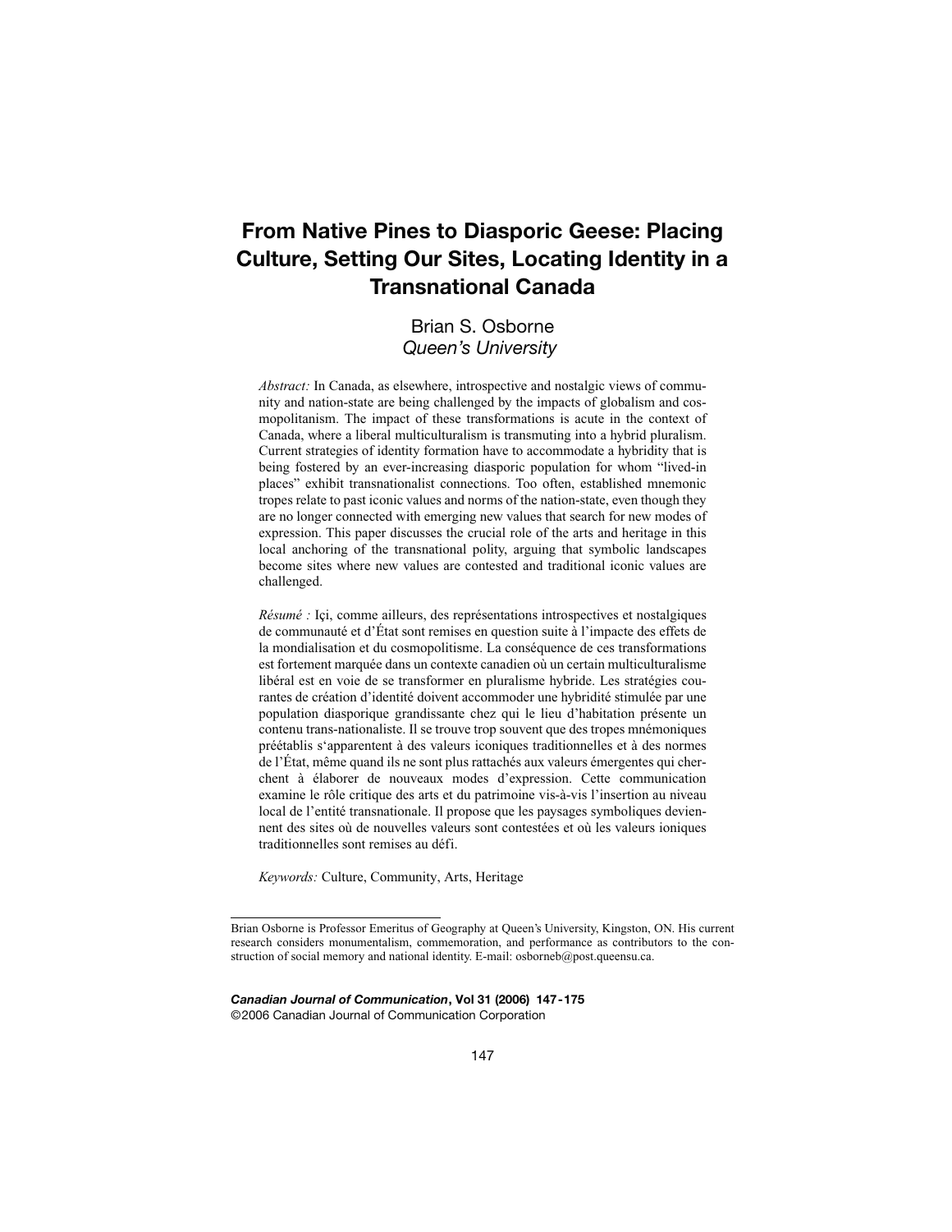# From Native Pines to Diasporic Geese: Placing Culture, Setting Our Sites, Locating Identity in a Transnational Canada

Brian S. Osborne
*Queen's University*

*Abstract:* In Canada, as elsewhere, introspective and nostalgic views of community and nation-state are being challenged by the impacts of globalism and cosmopolitanism. The impact of these transformations is acute in the context of Canada, where a liberal multiculturalism is transmuting into a hybrid pluralism. Current strategies of identity formation have to accommodate a hybridity that is being fostered by an ever-increasing diasporic population for whom "lived-in places" exhibit transnationalist connections. Too often, established mnemonic tropes relate to past iconic values and norms of the nation-state, even though they are no longer connected with emerging new values that search for new modes of expression. This paper discusses the crucial role of the arts and heritage in this local anchoring of the transnational polity, arguing that symbolic landscapes become sites where new values are contested and traditional iconic values are challenged.

*Résumé :* Içi, comme ailleurs, des représentations introspectives et nostalgiques de communauté et d'État sont remises en question suite à l'impacte des effets de la mondialisation et du cosmopolitisme. La conséquence de ces transformations est fortement marquée dans un contexte canadien où un certain multiculturalisme libéral est en voie de se transformer en pluralisme hybride. Les stratégies courantes de création d'identité doivent accommoder une hybridité stimulée par une population diasporique grandissante chez qui le lieu d'habitation présente un contenu trans-nationaliste. Il se trouve trop souvent que des tropes mnémoniques préétablis s'apparentent à des valeurs iconiques traditionnelles et à des normes de l'État, même quand ils ne sont plus rattachés aux valeurs émergentes qui cherchent à élaborer de nouveaux modes d'expression. Cette communication examine le rôle critique des arts et du patrimoine vis-à-vis l'insertion au niveau local de l'entité transnationale. Il propose que les paysages symboliques deviennent des sites où de nouvelles valeurs sont contestées et où les valeurs ioniques traditionnelles sont remises au défi.

*Keywords:* Culture, Community, Arts, Heritage

---

Brian Osborne is Professor Emeritus of Geography at Queen's University, Kingston, ON. His current research considers monumentalism, commemoration, and performance as contributors to the construction of social memory and national identity. E-mail: osborneb@post.queensu.ca.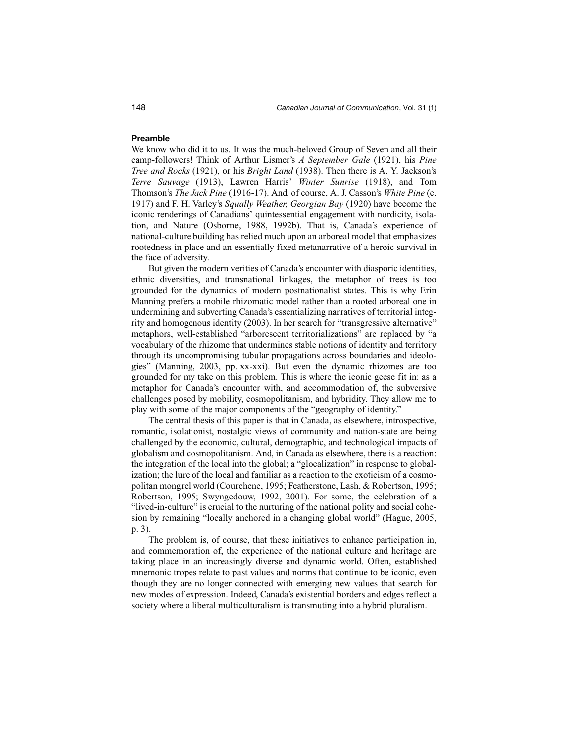## Preamble

We know who did it to us. It was the much-beloved Group of Seven and all their camp-followers! Think of Arthur Lismer's *A September Gale* (1921), his *Pine Tree and Rocks* (1921), or his *Bright Land* (1938). Then there is A. Y. Jackson's *Terre Sauvage* (1913), Lawren Harris' *Winter Sunrise* (1918), and Tom Thomson's *The Jack Pine* (1916-17). And, of course, A. J. Casson's *White Pine* (c. 1917) and F. H. Varley's *Squally Weather, Georgian Bay* (1920) have become the iconic renderings of Canadians' quintessential engagement with nordicity, isolation, and Nature (Osborne, 1988, 1992b). That is, Canada's experience of national-culture building has relied much upon an arboreal model that emphasizes rootedness in place and an essentially fixed metanarrative of a heroic survival in the face of adversity.

But given the modern verities of Canada's encounter with diasporic identities, ethnic diversities, and transnational linkages, the metaphor of trees is too grounded for the dynamics of modern postnationalist states. This is why Erin Manning prefers a mobile rhizomatic model rather than a rooted arboreal one in undermining and subverting Canada's essentializing narratives of territorial integrity and homogenous identity (2003). In her search for "transgressive alternative" metaphors, well-established "arborescent territorializations" are replaced by "a vocabulary of the rhizome that undermines stable notions of identity and territory through its uncompromising tubular propagations across boundaries and ideologies" (Manning, 2003, pp. xx-xxi). But even the dynamic rhizomes are too grounded for my take on this problem. This is where the iconic geese fit in: as a metaphor for Canada's encounter with, and accommodation of, the subversive challenges posed by mobility, cosmopolitanism, and hybridity. They allow me to play with some of the major components of the "geography of identity."

The central thesis of this paper is that in Canada, as elsewhere, introspective, romantic, isolationist, nostalgic views of community and nation-state are being challenged by the economic, cultural, demographic, and technological impacts of globalism and cosmopolitanism. And, in Canada as elsewhere, there is a reaction: the integration of the local into the global; a "glocalization" in response to globalization; the lure of the local and familiar as a reaction to the exoticism of a cosmopolitan mongrel world (Courchene, 1995; Featherstone, Lash, & Robertson, 1995; Robertson, 1995; Swyngedouw, 1992, 2001). For some, the celebration of a "lived-in-culture" is crucial to the nurturing of the national polity and social cohesion by remaining "locally anchored in a changing global world" (Hague, 2005, p. 3).

The problem is, of course, that these initiatives to enhance participation in, and commemoration of, the experience of the national culture and heritage are taking place in an increasingly diverse and dynamic world. Often, established mnemonic tropes relate to past values and norms that continue to be iconic, even though they are no longer connected with emerging new values that search for new modes of expression. Indeed, Canada's existential borders and edges reflect a society where a liberal multiculturalism is transmuting into a hybrid pluralism.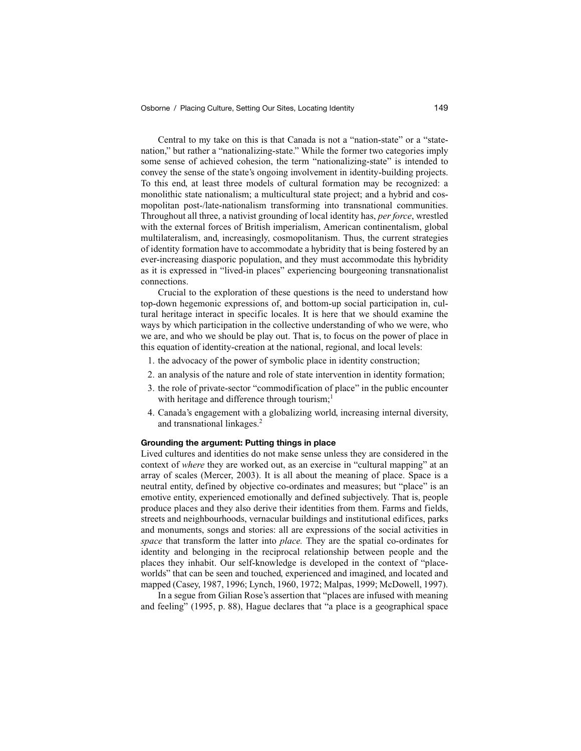Central to my take on this is that Canada is not a "nation-state" or a "state-nation," but rather a "nationalizing-state." While the former two categories imply some sense of achieved cohesion, the term "nationalizing-state" is intended to convey the sense of the state's ongoing involvement in identity-building projects. To this end, at least three models of cultural formation may be recognized: a monolithic state nationalism; a multicultural state project; and a hybrid and cosmopolitan post-/late-nationalism transforming into transnational communities. Throughout all three, a nativist grounding of local identity has, *per force*, wrestled with the external forces of British imperialism, American continentalism, global multilateralism, and, increasingly, cosmopolitanism. Thus, the current strategies of identity formation have to accommodate a hybridity that is being fostered by an ever-increasing diasporic population, and they must accommodate this hybridity as it is expressed in "lived-in places" experiencing bourgeoning transnationalist connections.

Crucial to the exploration of these questions is the need to understand how top-down hegemonic expressions of, and bottom-up social participation in, cultural heritage interact in specific locales. It is here that we should examine the ways by which participation in the collective understanding of who we were, who we are, and who we should be play out. That is, to focus on the power of place in this equation of identity-creation at the national, regional, and local levels:

1. the advocacy of the power of symbolic place in identity construction;
2. an analysis of the nature and role of state intervention in identity formation;
3. the role of private-sector "commodification of place" in the public encounter with heritage and difference through tourism;[1]
4. Canada's engagement with a globalizing world, increasing internal diversity, and transnational linkages.[2]

#### Grounding the argument: Putting things in place

Lived cultures and identities do not make sense unless they are considered in the context of *where* they are worked out, as an exercise in "cultural mapping" at an array of scales (Mercer, 2003). It is all about the meaning of place. Space is a neutral entity, defined by objective co-ordinates and measures; but "place" is an emotive entity, experienced emotionally and defined subjectively. That is, people produce places and they also derive their identities from them. Farms and fields, streets and neighbourhoods, vernacular buildings and institutional edifices, parks and monuments, songs and stories: all are expressions of the social activities in *space* that transform the latter into *place.* They are the spatial co-ordinates for identity and belonging in the reciprocal relationship between people and the places they inhabit. Our self-knowledge is developed in the context of "place-worlds" that can be seen and touched, experienced and imagined, and located and mapped (Casey, 1987, 1996; Lynch, 1960, 1972; Malpas, 1999; McDowell, 1997).

In a segue from Gilian Rose's assertion that "places are infused with meaning and feeling" (1995, p. 88), Hague declares that "a place is a geographical space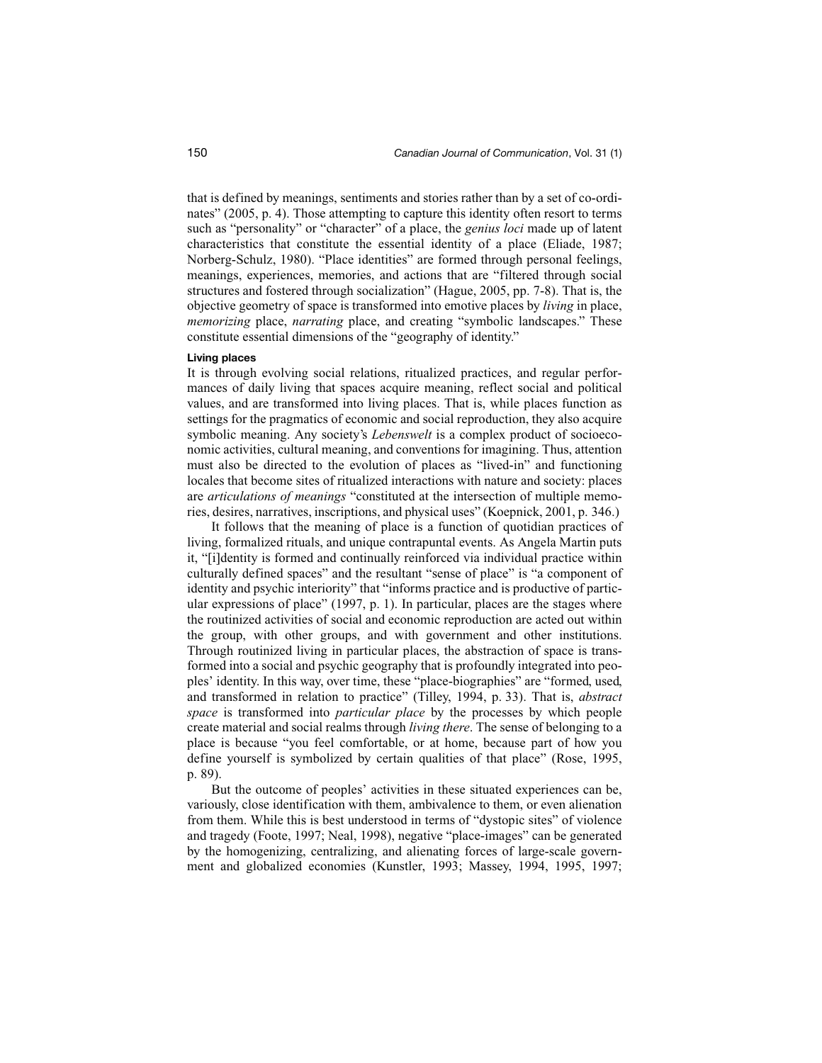that is defined by meanings, sentiments and stories rather than by a set of co-ordinates" (2005, p. 4). Those attempting to capture this identity often resort to terms such as "personality" or "character" of a place, the *genius loci* made up of latent characteristics that constitute the essential identity of a place (Eliade, 1987; Norberg-Schulz, 1980). "Place identities" are formed through personal feelings, meanings, experiences, memories, and actions that are "filtered through social structures and fostered through socialization" (Hague, 2005, pp. 7-8). That is, the objective geometry of space is transformed into emotive places by *living* in place, *memorizing* place, *narrating* place, and creating "symbolic landscapes." These constitute essential dimensions of the "geography of identity."

#### Living places

It is through evolving social relations, ritualized practices, and regular performances of daily living that spaces acquire meaning, reflect social and political values, and are transformed into living places. That is, while places function as settings for the pragmatics of economic and social reproduction, they also acquire symbolic meaning. Any society's *Lebenswelt* is a complex product of socioeconomic activities, cultural meaning, and conventions for imagining. Thus, attention must also be directed to the evolution of places as "lived-in" and functioning locales that become sites of ritualized interactions with nature and society: places are *articulations of meanings* "constituted at the intersection of multiple memories, desires, narratives, inscriptions, and physical uses" (Koepnick, 2001, p. 346.)

It follows that the meaning of place is a function of quotidian practices of living, formalized rituals, and unique contrapuntal events. As Angela Martin puts it, "[i]dentity is formed and continually reinforced via individual practice within culturally defined spaces" and the resultant "sense of place" is "a component of identity and psychic interiority" that "informs practice and is productive of particular expressions of place" (1997, p. 1). In particular, places are the stages where the routinized activities of social and economic reproduction are acted out within the group, with other groups, and with government and other institutions. Through routinized living in particular places, the abstraction of space is transformed into a social and psychic geography that is profoundly integrated into peoples' identity. In this way, over time, these "place-biographies" are "formed, used, and transformed in relation to practice" (Tilley, 1994, p. 33). That is, *abstract space* is transformed into *particular place* by the processes by which people create material and social realms through *living there*. The sense of belonging to a place is because "you feel comfortable, or at home, because part of how you define yourself is symbolized by certain qualities of that place" (Rose, 1995, p. 89).

But the outcome of peoples' activities in these situated experiences can be, variously, close identification with them, ambivalence to them, or even alienation from them. While this is best understood in terms of "dystopic sites" of violence and tragedy (Foote, 1997; Neal, 1998), negative "place-images" can be generated by the homogenizing, centralizing, and alienating forces of large-scale government and globalized economies (Kunstler, 1993; Massey, 1994, 1995, 1997;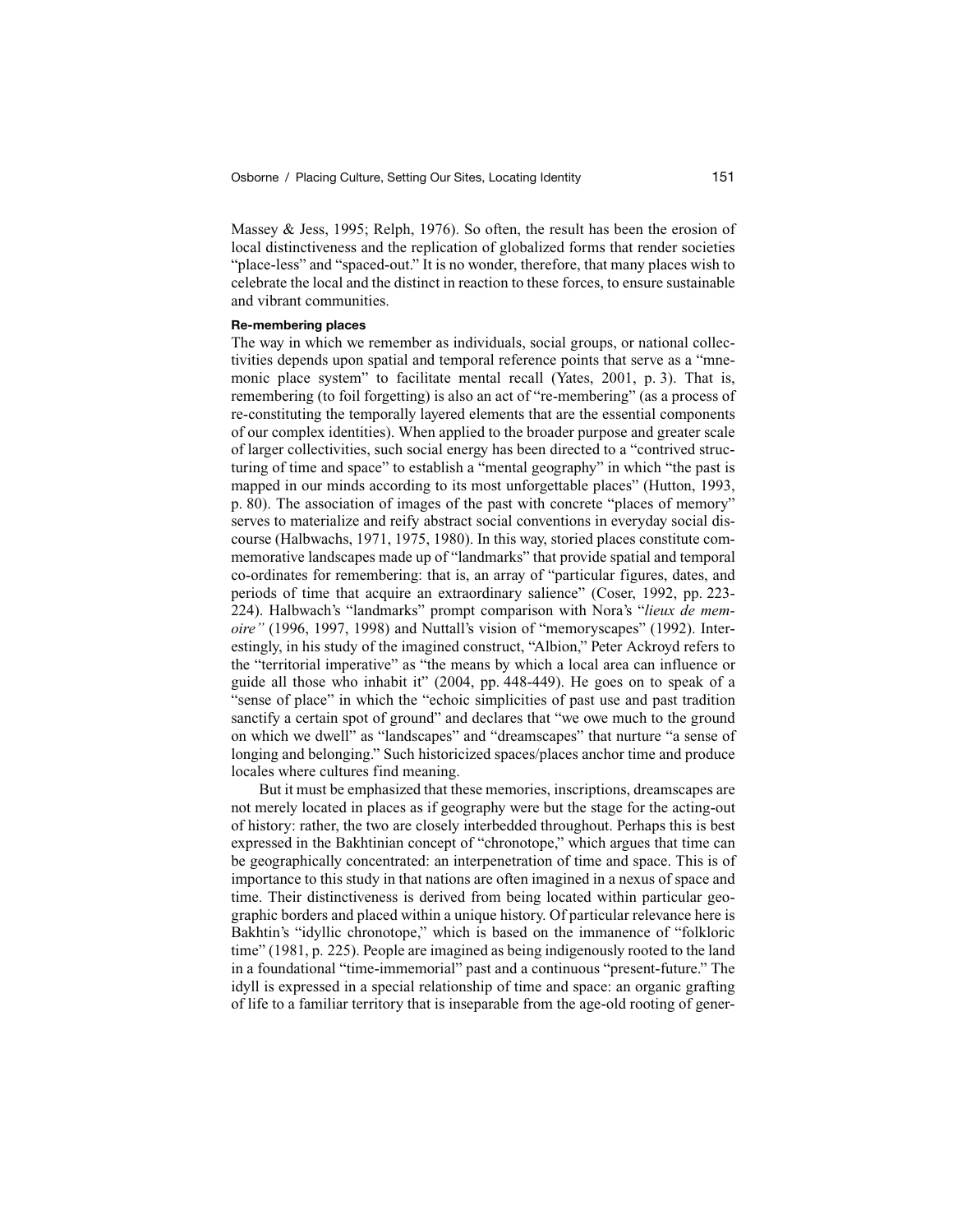Massey & Jess, 1995; Relph, 1976). So often, the result has been the erosion of local distinctiveness and the replication of globalized forms that render societies "place-less" and "spaced-out." It is no wonder, therefore, that many places wish to celebrate the local and the distinct in reaction to these forces, to ensure sustainable and vibrant communities.

#### Re-membering places

The way in which we remember as individuals, social groups, or national collectivities depends upon spatial and temporal reference points that serve as a "mnemonic place system" to facilitate mental recall (Yates, 2001, p. 3). That is, remembering (to foil forgetting) is also an act of "re-membering" (as a process of re-constituting the temporally layered elements that are the essential components of our complex identities). When applied to the broader purpose and greater scale of larger collectivities, such social energy has been directed to a "contrived structuring of time and space" to establish a "mental geography" in which "the past is mapped in our minds according to its most unforgettable places" (Hutton, 1993, p. 80). The association of images of the past with concrete "places of memory" serves to materialize and reify abstract social conventions in everyday social discourse (Halbwachs, 1971, 1975, 1980). In this way, storied places constitute commemorative landscapes made up of "landmarks" that provide spatial and temporal co-ordinates for remembering: that is, an array of "particular figures, dates, and periods of time that acquire an extraordinary salience" (Coser, 1992, pp. 223-224). Halbwach's "landmarks" prompt comparison with Nora's "*lieux de memoire"* (1996, 1997, 1998) and Nuttall's vision of "memoryscapes" (1992). Interestingly, in his study of the imagined construct, "Albion," Peter Ackroyd refers to the "territorial imperative" as "the means by which a local area can influence or guide all those who inhabit it" (2004, pp. 448-449). He goes on to speak of a "sense of place" in which the "echoic simplicities of past use and past tradition sanctify a certain spot of ground" and declares that "we owe much to the ground on which we dwell" as "landscapes" and "dreamscapes" that nurture "a sense of longing and belonging." Such historicized spaces/places anchor time and produce locales where cultures find meaning.

But it must be emphasized that these memories, inscriptions, dreamscapes are not merely located in places as if geography were but the stage for the acting-out of history: rather, the two are closely interbedded throughout. Perhaps this is best expressed in the Bakhtinian concept of "chronotope," which argues that time can be geographically concentrated: an interpenetration of time and space. This is of importance to this study in that nations are often imagined in a nexus of space and time. Their distinctiveness is derived from being located within particular geographic borders and placed within a unique history. Of particular relevance here is Bakhtin's "idyllic chronotope," which is based on the immanence of "folkloric time" (1981, p. 225). People are imagined as being indigenously rooted to the land in a foundational "time-immemorial" past and a continuous "present-future." The idyll is expressed in a special relationship of time and space: an organic grafting of life to a familiar territory that is inseparable from the age-old rooting of gener-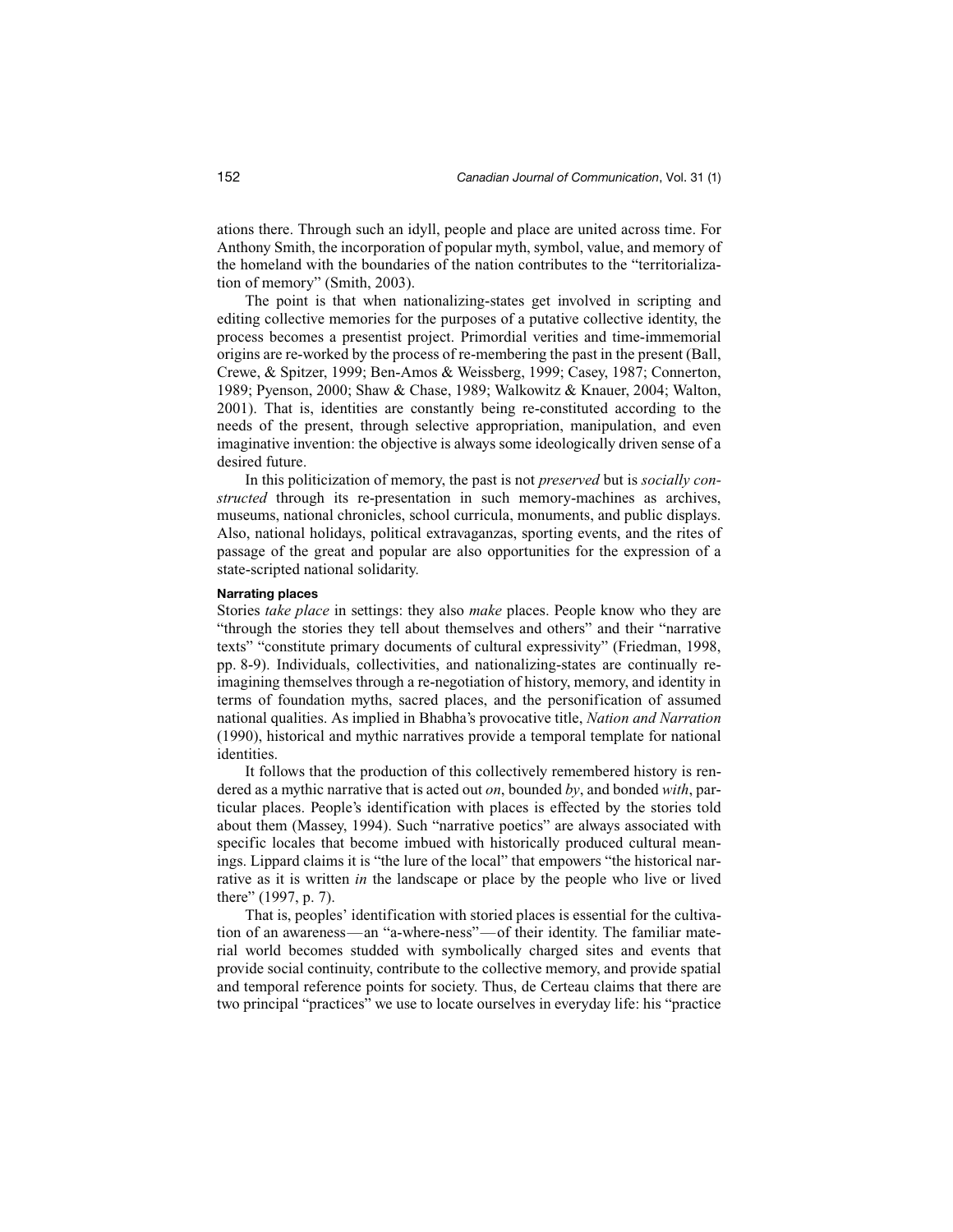ations there. Through such an idyll, people and place are united across time. For Anthony Smith, the incorporation of popular myth, symbol, value, and memory of the homeland with the boundaries of the nation contributes to the "territorialization of memory" (Smith, 2003).

The point is that when nationalizing-states get involved in scripting and editing collective memories for the purposes of a putative collective identity, the process becomes a presentist project. Primordial verities and time-immemorial origins are re-worked by the process of re-membering the past in the present (Ball, Crewe, & Spitzer, 1999; Ben-Amos & Weissberg, 1999; Casey, 1987; Connerton, 1989; Pyenson, 2000; Shaw & Chase, 1989; Walkowitz & Knauer, 2004; Walton, 2001). That is, identities are constantly being re-constituted according to the needs of the present, through selective appropriation, manipulation, and even imaginative invention: the objective is always some ideologically driven sense of a desired future.

In this politicization of memory, the past is not *preserved* but is *socially constructed* through its re-presentation in such memory-machines as archives, museums, national chronicles, school curricula, monuments, and public displays. Also, national holidays, political extravaganzas, sporting events, and the rites of passage of the great and popular are also opportunities for the expression of a state-scripted national solidarity.

### Narrating places

Stories *take place* in settings: they also *make* places. People know who they are "through the stories they tell about themselves and others" and their "narrative texts" "constitute primary documents of cultural expressivity" (Friedman, 1998, pp. 8-9). Individuals, collectivities, and nationalizing-states are continually re-imagining themselves through a re-negotiation of history, memory, and identity in terms of foundation myths, sacred places, and the personification of assumed national qualities. As implied in Bhabha's provocative title, *Nation and Narration* (1990), historical and mythic narratives provide a temporal template for national identities.

It follows that the production of this collectively remembered history is rendered as a mythic narrative that is acted out *on*, bounded *by*, and bonded *with*, particular places. People's identification with places is effected by the stories told about them (Massey, 1994). Such "narrative poetics" are always associated with specific locales that become imbued with historically produced cultural meanings. Lippard claims it is "the lure of the local" that empowers "the historical narrative as it is written *in* the landscape or place by the people who live or lived there" (1997, p. 7).

That is, peoples' identification with storied places is essential for the cultivation of an awareness—an "a-where-ness"—of their identity. The familiar material world becomes studded with symbolically charged sites and events that provide social continuity, contribute to the collective memory, and provide spatial and temporal reference points for society. Thus, de Certeau claims that there are two principal "practices" we use to locate ourselves in everyday life: his "practice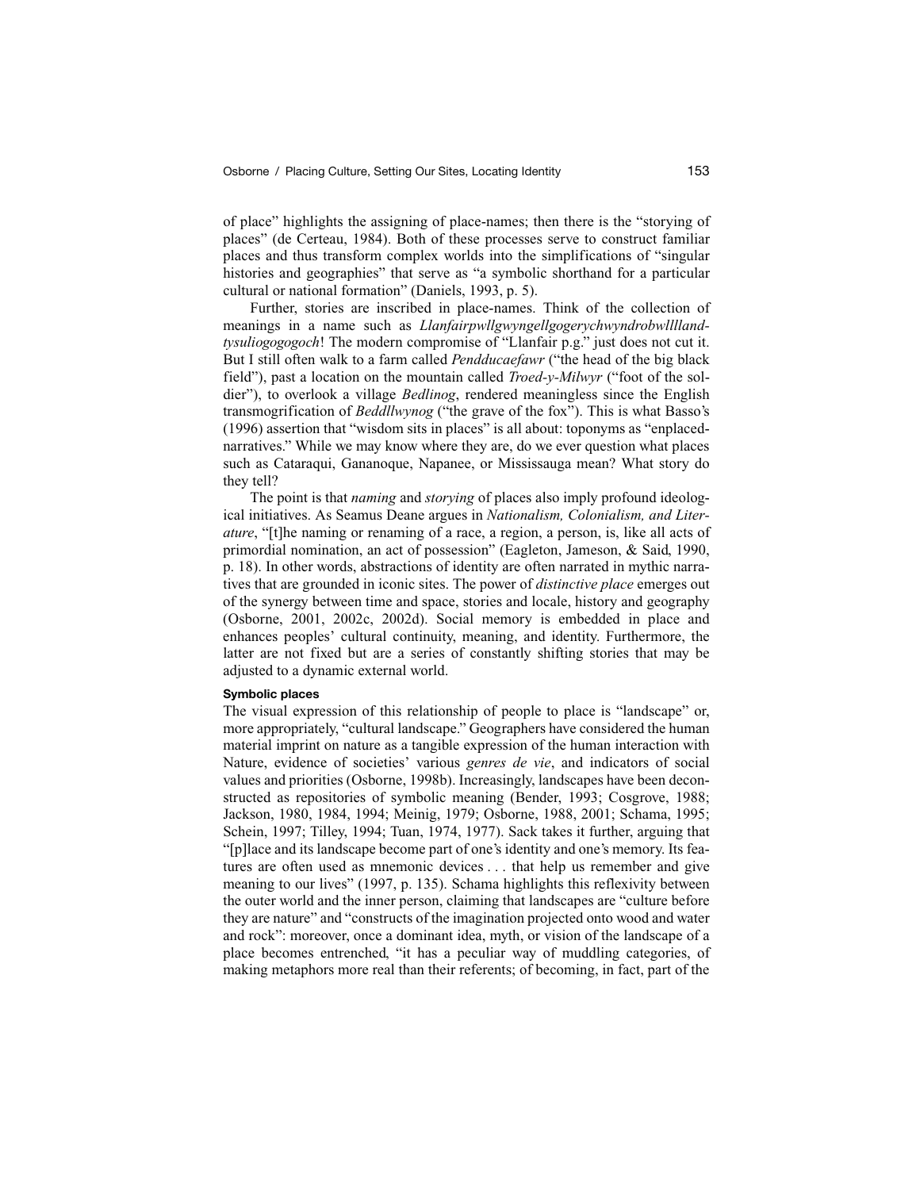of place" highlights the assigning of place-names; then there is the "storying of places" (de Certeau, 1984). Both of these processes serve to construct familiar places and thus transform complex worlds into the simplifications of "singular histories and geographies" that serve as "a symbolic shorthand for a particular cultural or national formation" (Daniels, 1993, p. 5).

Further, stories are inscribed in place-names. Think of the collection of meanings in a name such as *Llanfairpwllgwyngellgogerychwyndrobwllllandtysuliogogogoch*! The modern compromise of "Llanfair p.g." just does not cut it. But I still often walk to a farm called *Pendducaefawr* ("the head of the big black field"), past a location on the mountain called *Troed-y-Milwyr* ("foot of the soldier"), to overlook a village *Bedlinog*, rendered meaningless since the English transmogrification of *Beddllwynog* ("the grave of the fox"). This is what Basso's (1996) assertion that "wisdom sits in places" is all about: toponyms as "enplaced-narratives." While we may know where they are, do we ever question what places such as Cataraqui, Gananoque, Napanee, or Mississauga mean? What story do they tell?

The point is that *naming* and *storying* of places also imply profound ideological initiatives. As Seamus Deane argues in *Nationalism, Colonialism, and Literature*, "[t]he naming or renaming of a race, a region, a person, is, like all acts of primordial nomination, an act of possession" (Eagleton, Jameson, & Said, 1990, p. 18). In other words, abstractions of identity are often narrated in mythic narratives that are grounded in iconic sites. The power of *distinctive place* emerges out of the synergy between time and space, stories and locale, history and geography (Osborne, 2001, 2002c, 2002d). Social memory is embedded in place and enhances peoples' cultural continuity, meaning, and identity. Furthermore, the latter are not fixed but are a series of constantly shifting stories that may be adjusted to a dynamic external world.

#### Symbolic places

The visual expression of this relationship of people to place is "landscape" or, more appropriately, "cultural landscape." Geographers have considered the human material imprint on nature as a tangible expression of the human interaction with Nature, evidence of societies' various *genres de vie*, and indicators of social values and priorities (Osborne, 1998b). Increasingly, landscapes have been deconstructed as repositories of symbolic meaning (Bender, 1993; Cosgrove, 1988; Jackson, 1980, 1984, 1994; Meinig, 1979; Osborne, 1988, 2001; Schama, 1995; Schein, 1997; Tilley, 1994; Tuan, 1974, 1977). Sack takes it further, arguing that "[p]lace and its landscape become part of one's identity and one's memory. Its features are often used as mnemonic devices . . . that help us remember and give meaning to our lives" (1997, p. 135). Schama highlights this reflexivity between the outer world and the inner person, claiming that landscapes are "culture before they are nature" and "constructs of the imagination projected onto wood and water and rock": moreover, once a dominant idea, myth, or vision of the landscape of a place becomes entrenched, "it has a peculiar way of muddling categories, of making metaphors more real than their referents; of becoming, in fact, part of the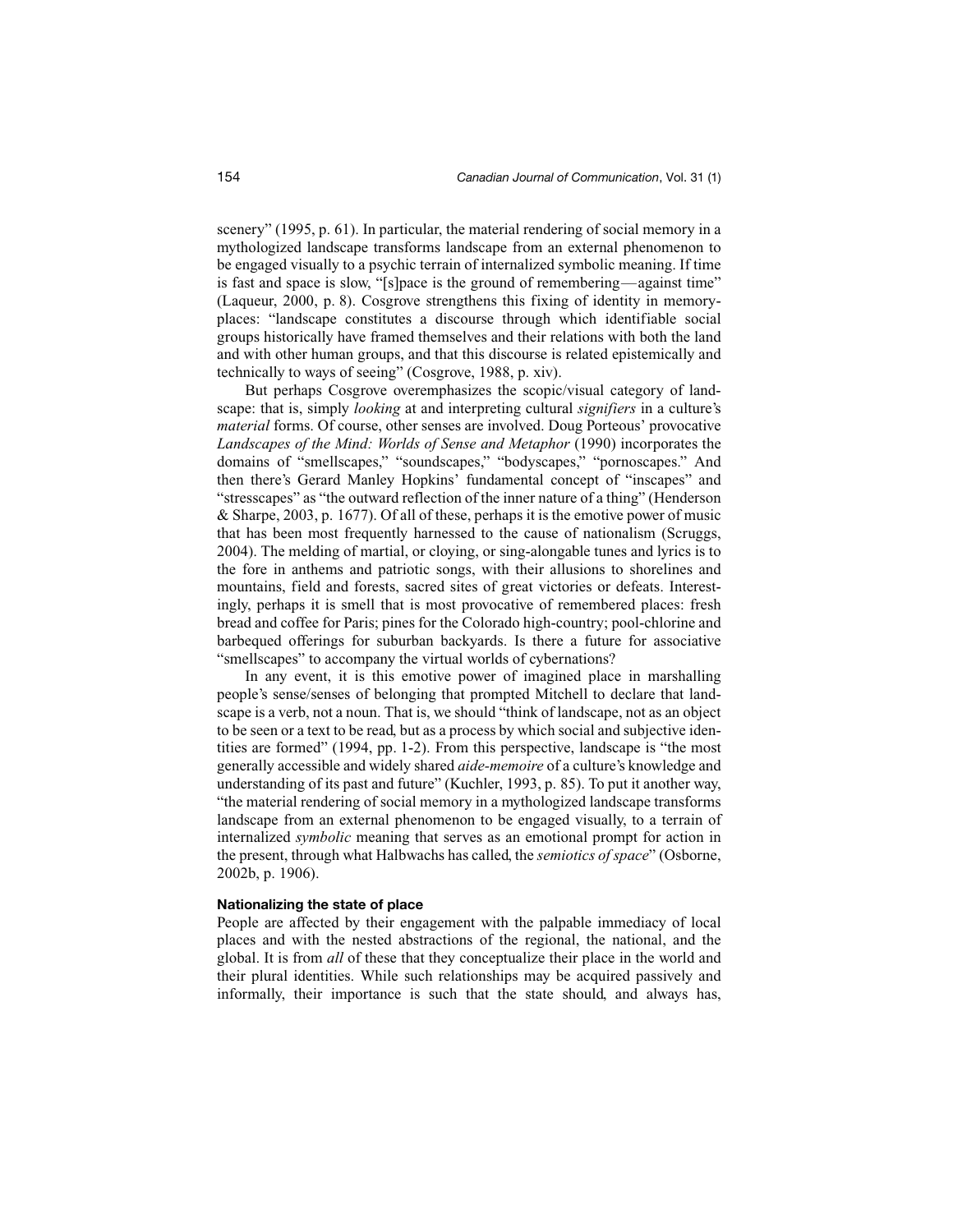scenery" (1995, p. 61). In particular, the material rendering of social memory in a mythologized landscape transforms landscape from an external phenomenon to be engaged visually to a psychic terrain of internalized symbolic meaning. If time is fast and space is slow, "[s]pace is the ground of remembering—against time" (Laqueur, 2000, p. 8). Cosgrove strengthens this fixing of identity in memory-places: "landscape constitutes a discourse through which identifiable social groups historically have framed themselves and their relations with both the land and with other human groups, and that this discourse is related epistemically and technically to ways of seeing" (Cosgrove, 1988, p. xiv).

But perhaps Cosgrove overemphasizes the scopic/visual category of landscape: that is, simply *looking* at and interpreting cultural *signifiers* in a culture's *material* forms. Of course, other senses are involved. Doug Porteous' provocative *Landscapes of the Mind: Worlds of Sense and Metaphor* (1990) incorporates the domains of "smellscapes," "soundscapes," "bodyscapes," "pornoscapes." And then there's Gerard Manley Hopkins' fundamental concept of "inscapes" and "stresscapes" as "the outward reflection of the inner nature of a thing" (Henderson & Sharpe, 2003, p. 1677). Of all of these, perhaps it is the emotive power of music that has been most frequently harnessed to the cause of nationalism (Scruggs, 2004). The melding of martial, or cloying, or sing-alongable tunes and lyrics is to the fore in anthems and patriotic songs, with their allusions to shorelines and mountains, field and forests, sacred sites of great victories or defeats. Interestingly, perhaps it is smell that is most provocative of remembered places: fresh bread and coffee for Paris; pines for the Colorado high-country; pool-chlorine and barbequed offerings for suburban backyards. Is there a future for associative "smellscapes" to accompany the virtual worlds of cybernations?

In any event, it is this emotive power of imagined place in marshalling people's sense/senses of belonging that prompted Mitchell to declare that landscape is a verb, not a noun. That is, we should "think of landscape, not as an object to be seen or a text to be read, but as a process by which social and subjective identities are formed" (1994, pp. 1-2). From this perspective, landscape is "the most generally accessible and widely shared *aide-memoire* of a culture's knowledge and understanding of its past and future" (Kuchler, 1993, p. 85). To put it another way, "the material rendering of social memory in a mythologized landscape transforms landscape from an external phenomenon to be engaged visually, to a terrain of internalized *symbolic* meaning that serves as an emotional prompt for action in the present, through what Halbwachs has called, the *semiotics of space*" (Osborne, 2002b, p. 1906).

### Nationalizing the state of place

People are affected by their engagement with the palpable immediacy of local places and with the nested abstractions of the regional, the national, and the global. It is from *all* of these that they conceptualize their place in the world and their plural identities. While such relationships may be acquired passively and informally, their importance is such that the state should, and always has,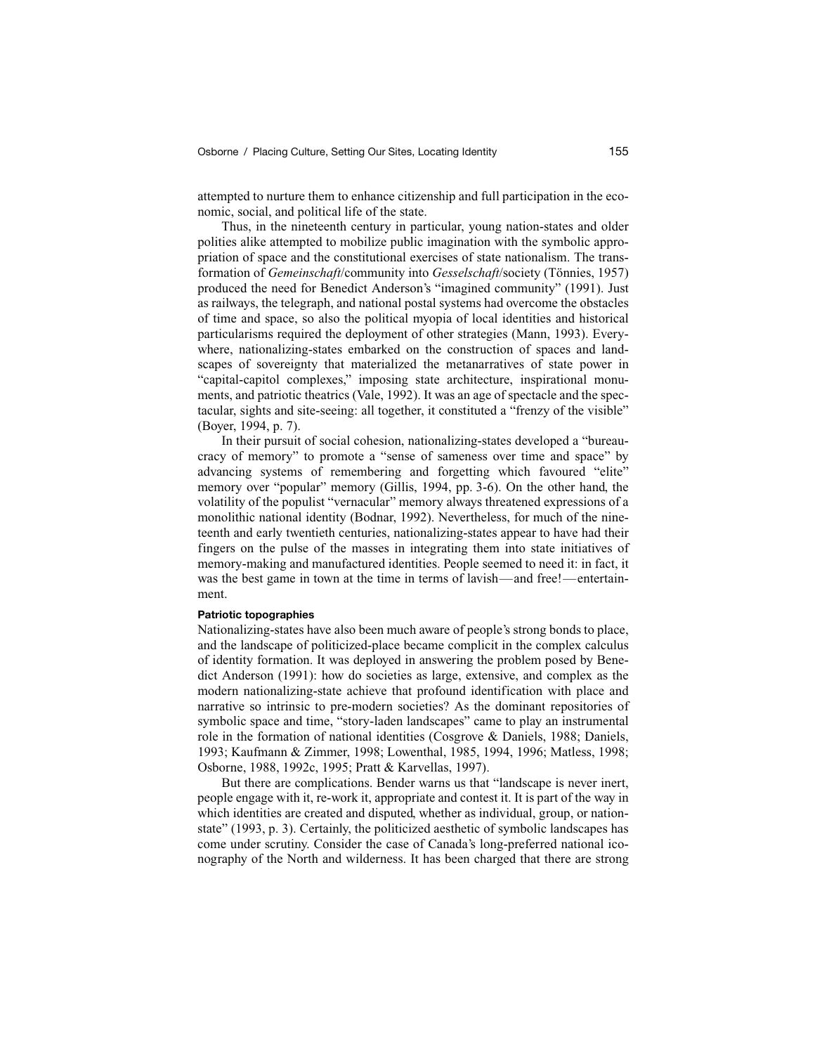attempted to nurture them to enhance citizenship and full participation in the economic, social, and political life of the state.

Thus, in the nineteenth century in particular, young nation-states and older polities alike attempted to mobilize public imagination with the symbolic appropriation of space and the constitutional exercises of state nationalism. The transformation of *Gemeinschaft*/community into *Gesselschaft*/society (Tönnies, 1957) produced the need for Benedict Anderson's "imagined community" (1991). Just as railways, the telegraph, and national postal systems had overcome the obstacles of time and space, so also the political myopia of local identities and historical particularisms required the deployment of other strategies (Mann, 1993). Everywhere, nationalizing-states embarked on the construction of spaces and landscapes of sovereignty that materialized the metanarratives of state power in "capital-capitol complexes," imposing state architecture, inspirational monuments, and patriotic theatrics (Vale, 1992). It was an age of spectacle and the spectacular, sights and site-seeing: all together, it constituted a "frenzy of the visible" (Boyer, 1994, p. 7).

In their pursuit of social cohesion, nationalizing-states developed a "bureaucracy of memory" to promote a "sense of sameness over time and space" by advancing systems of remembering and forgetting which favoured "elite" memory over "popular" memory (Gillis, 1994, pp. 3-6). On the other hand, the volatility of the populist "vernacular" memory always threatened expressions of a monolithic national identity (Bodnar, 1992). Nevertheless, for much of the nineteenth and early twentieth centuries, nationalizing-states appear to have had their fingers on the pulse of the masses in integrating them into state initiatives of memory-making and manufactured identities. People seemed to need it: in fact, it was the best game in town at the time in terms of lavish—and free!—entertainment.

#### Patriotic topographies

Nationalizing-states have also been much aware of people's strong bonds to place, and the landscape of politicized-place became complicit in the complex calculus of identity formation. It was deployed in answering the problem posed by Benedict Anderson (1991): how do societies as large, extensive, and complex as the modern nationalizing-state achieve that profound identification with place and narrative so intrinsic to pre-modern societies? As the dominant repositories of symbolic space and time, "story-laden landscapes" came to play an instrumental role in the formation of national identities (Cosgrove & Daniels, 1988; Daniels, 1993; Kaufmann & Zimmer, 1998; Lowenthal, 1985, 1994, 1996; Matless, 1998; Osborne, 1988, 1992c, 1995; Pratt & Karvellas, 1997).

But there are complications. Bender warns us that "landscape is never inert, people engage with it, re-work it, appropriate and contest it. It is part of the way in which identities are created and disputed, whether as individual, group, or nation-state" (1993, p. 3). Certainly, the politicized aesthetic of symbolic landscapes has come under scrutiny. Consider the case of Canada's long-preferred national iconography of the North and wilderness. It has been charged that there are strong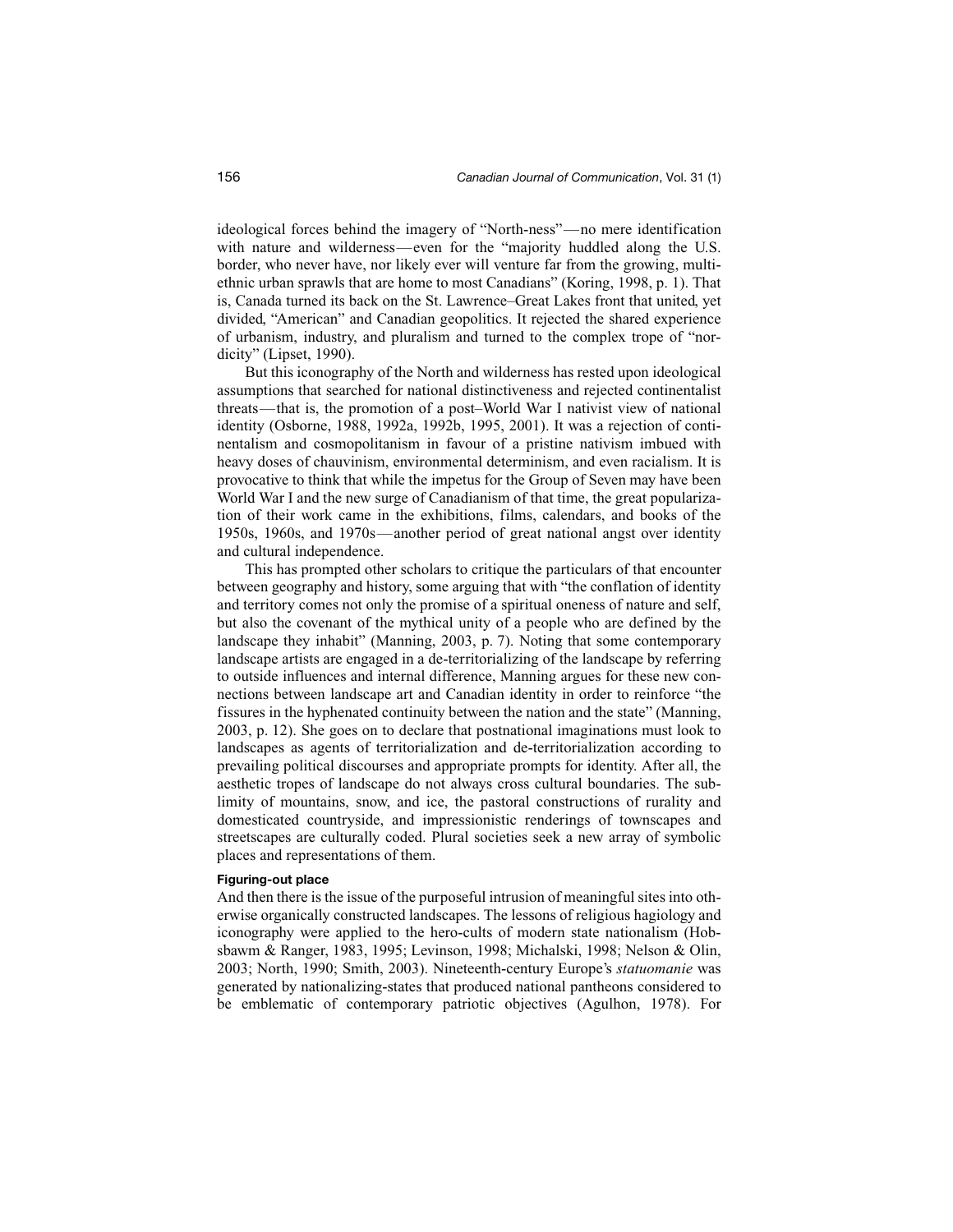ideological forces behind the imagery of "North-ness"—no mere identification with nature and wilderness—even for the "majority huddled along the U.S. border, who never have, nor likely ever will venture far from the growing, multi-ethnic urban sprawls that are home to most Canadians" (Koring, 1998, p. 1). That is, Canada turned its back on the St. Lawrence–Great Lakes front that united, yet divided, "American" and Canadian geopolitics. It rejected the shared experience of urbanism, industry, and pluralism and turned to the complex trope of "nordicity" (Lipset, 1990).

But this iconography of the North and wilderness has rested upon ideological assumptions that searched for national distinctiveness and rejected continentalist threats—that is, the promotion of a post–World War I nativist view of national identity (Osborne, 1988, 1992a, 1992b, 1995, 2001). It was a rejection of continentalism and cosmopolitanism in favour of a pristine nativism imbued with heavy doses of chauvinism, environmental determinism, and even racialism. It is provocative to think that while the impetus for the Group of Seven may have been World War I and the new surge of Canadianism of that time, the great popularization of their work came in the exhibitions, films, calendars, and books of the 1950s, 1960s, and 1970s—another period of great national angst over identity and cultural independence.

This has prompted other scholars to critique the particulars of that encounter between geography and history, some arguing that with "the conflation of identity and territory comes not only the promise of a spiritual oneness of nature and self, but also the covenant of the mythical unity of a people who are defined by the landscape they inhabit" (Manning, 2003, p. 7). Noting that some contemporary landscape artists are engaged in a de-territorializing of the landscape by referring to outside influences and internal difference, Manning argues for these new connections between landscape art and Canadian identity in order to reinforce "the fissures in the hyphenated continuity between the nation and the state" (Manning, 2003, p. 12). She goes on to declare that postnational imaginations must look to landscapes as agents of territorialization and de-territorialization according to prevailing political discourses and appropriate prompts for identity. After all, the aesthetic tropes of landscape do not always cross cultural boundaries. The sublimity of mountains, snow, and ice, the pastoral constructions of rurality and domesticated countryside, and impressionistic renderings of townscapes and streetscapes are culturally coded. Plural societies seek a new array of symbolic places and representations of them.

#### Figuring-out place

And then there is the issue of the purposeful intrusion of meaningful sites into otherwise organically constructed landscapes. The lessons of religious hagiology and iconography were applied to the hero-cults of modern state nationalism (Hobsbawm & Ranger, 1983, 1995; Levinson, 1998; Michalski, 1998; Nelson & Olin, 2003; North, 1990; Smith, 2003). Nineteenth-century Europe's *statuomanie* was generated by nationalizing-states that produced national pantheons considered to be emblematic of contemporary patriotic objectives (Agulhon, 1978). For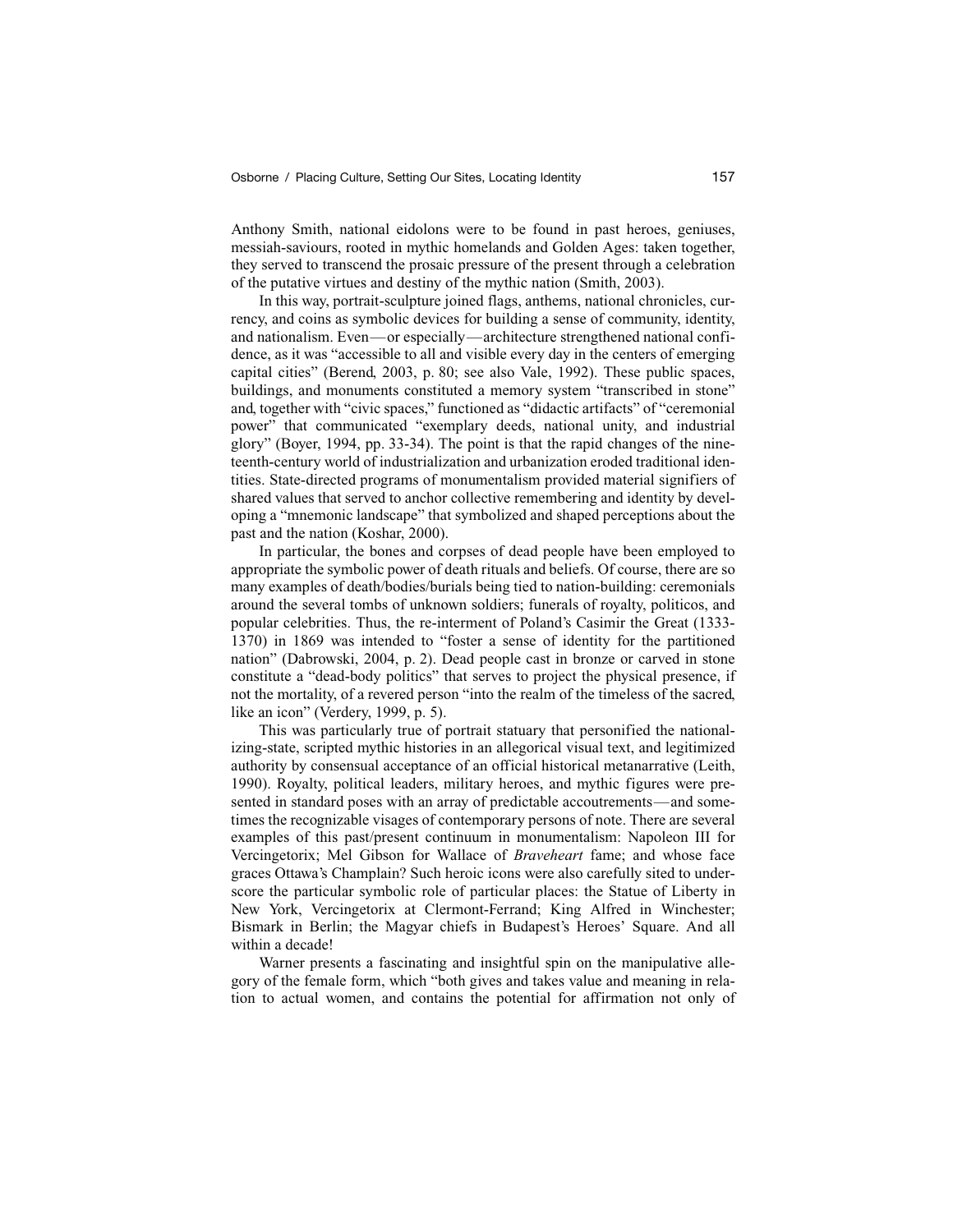Anthony Smith, national eidolons were to be found in past heroes, geniuses, messiah-saviours, rooted in mythic homelands and Golden Ages: taken together, they served to transcend the prosaic pressure of the present through a celebration of the putative virtues and destiny of the mythic nation (Smith, 2003).

In this way, portrait-sculpture joined flags, anthems, national chronicles, currency, and coins as symbolic devices for building a sense of community, identity, and nationalism. Even—or especially—architecture strengthened national confidence, as it was "accessible to all and visible every day in the centers of emerging capital cities" (Berend, 2003, p. 80; see also Vale, 1992). These public spaces, buildings, and monuments constituted a memory system "transcribed in stone" and, together with "civic spaces," functioned as "didactic artifacts" of "ceremonial power" that communicated "exemplary deeds, national unity, and industrial glory" (Boyer, 1994, pp. 33-34). The point is that the rapid changes of the nineteenth-century world of industrialization and urbanization eroded traditional identities. State-directed programs of monumentalism provided material signifiers of shared values that served to anchor collective remembering and identity by developing a "mnemonic landscape" that symbolized and shaped perceptions about the past and the nation (Koshar, 2000).

In particular, the bones and corpses of dead people have been employed to appropriate the symbolic power of death rituals and beliefs. Of course, there are so many examples of death/bodies/burials being tied to nation-building: ceremonials around the several tombs of unknown soldiers; funerals of royalty, politicos, and popular celebrities. Thus, the re-interment of Poland's Casimir the Great (1333-1370) in 1869 was intended to "foster a sense of identity for the partitioned nation" (Dabrowski, 2004, p. 2). Dead people cast in bronze or carved in stone constitute a "dead-body politics" that serves to project the physical presence, if not the mortality, of a revered person "into the realm of the timeless of the sacred, like an icon" (Verdery, 1999, p. 5).

This was particularly true of portrait statuary that personified the nationalizing-state, scripted mythic histories in an allegorical visual text, and legitimized authority by consensual acceptance of an official historical metanarrative (Leith, 1990). Royalty, political leaders, military heroes, and mythic figures were presented in standard poses with an array of predictable accoutrements—and sometimes the recognizable visages of contemporary persons of note. There are several examples of this past/present continuum in monumentalism: Napoleon III for Vercingetorix; Mel Gibson for Wallace of *Braveheart* fame; and whose face graces Ottawa's Champlain? Such heroic icons were also carefully sited to underscore the particular symbolic role of particular places: the Statue of Liberty in New York, Vercingetorix at Clermont-Ferrand; King Alfred in Winchester; Bismark in Berlin; the Magyar chiefs in Budapest's Heroes' Square. And all within a decade!

Warner presents a fascinating and insightful spin on the manipulative allegory of the female form, which "both gives and takes value and meaning in relation to actual women, and contains the potential for affirmation not only of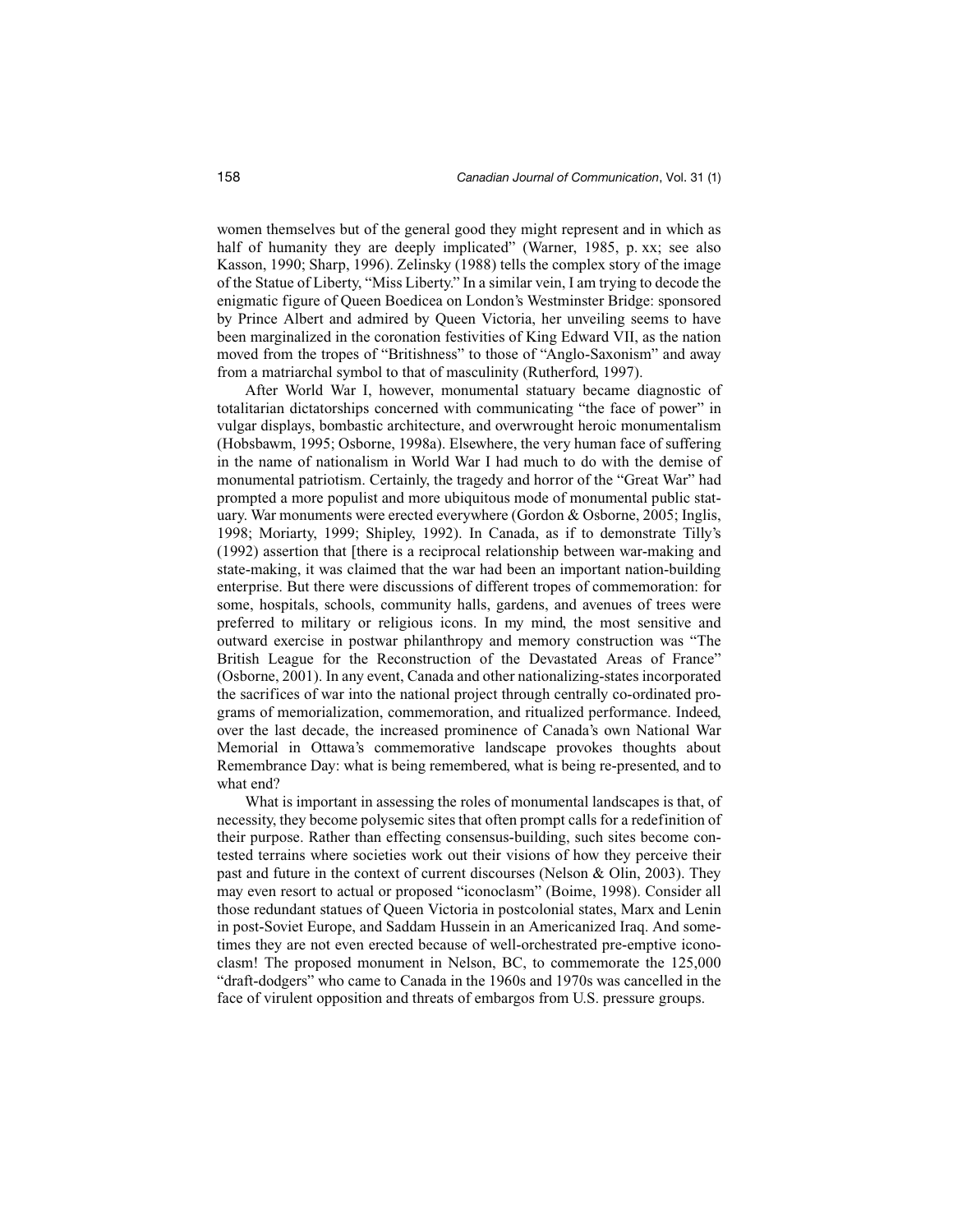women themselves but of the general good they might represent and in which as half of humanity they are deeply implicated" (Warner, 1985, p. xx; see also Kasson, 1990; Sharp, 1996). Zelinsky (1988) tells the complex story of the image of the Statue of Liberty, "Miss Liberty." In a similar vein, I am trying to decode the enigmatic figure of Queen Boedicea on London's Westminster Bridge: sponsored by Prince Albert and admired by Queen Victoria, her unveiling seems to have been marginalized in the coronation festivities of King Edward VII, as the nation moved from the tropes of "Britishness" to those of "Anglo-Saxonism" and away from a matriarchal symbol to that of masculinity (Rutherford, 1997).

After World War I, however, monumental statuary became diagnostic of totalitarian dictatorships concerned with communicating "the face of power" in vulgar displays, bombastic architecture, and overwrought heroic monumentalism (Hobsbawm, 1995; Osborne, 1998a). Elsewhere, the very human face of suffering in the name of nationalism in World War I had much to do with the demise of monumental patriotism. Certainly, the tragedy and horror of the "Great War" had prompted a more populist and more ubiquitous mode of monumental public statuary. War monuments were erected everywhere (Gordon & Osborne, 2005; Inglis, 1998; Moriarty, 1999; Shipley, 1992). In Canada, as if to demonstrate Tilly's (1992) assertion that [there is a reciprocal relationship between war-making and state-making, it was claimed that the war had been an important nation-building enterprise. But there were discussions of different tropes of commemoration: for some, hospitals, schools, community halls, gardens, and avenues of trees were preferred to military or religious icons. In my mind, the most sensitive and outward exercise in postwar philanthropy and memory construction was "The British League for the Reconstruction of the Devastated Areas of France" (Osborne, 2001). In any event, Canada and other nationalizing-states incorporated the sacrifices of war into the national project through centrally co-ordinated programs of memorialization, commemoration, and ritualized performance. Indeed, over the last decade, the increased prominence of Canada's own National War Memorial in Ottawa's commemorative landscape provokes thoughts about Remembrance Day: what is being remembered, what is being re-presented, and to what end?

What is important in assessing the roles of monumental landscapes is that, of necessity, they become polysemic sites that often prompt calls for a redefinition of their purpose. Rather than effecting consensus-building, such sites become contested terrains where societies work out their visions of how they perceive their past and future in the context of current discourses (Nelson & Olin, 2003). They may even resort to actual or proposed "iconoclasm" (Boime, 1998). Consider all those redundant statues of Queen Victoria in postcolonial states, Marx and Lenin in post-Soviet Europe, and Saddam Hussein in an Americanized Iraq. And sometimes they are not even erected because of well-orchestrated pre-emptive iconoclasm! The proposed monument in Nelson, BC, to commemorate the 125,000 "draft-dodgers" who came to Canada in the 1960s and 1970s was cancelled in the face of virulent opposition and threats of embargos from U.S. pressure groups.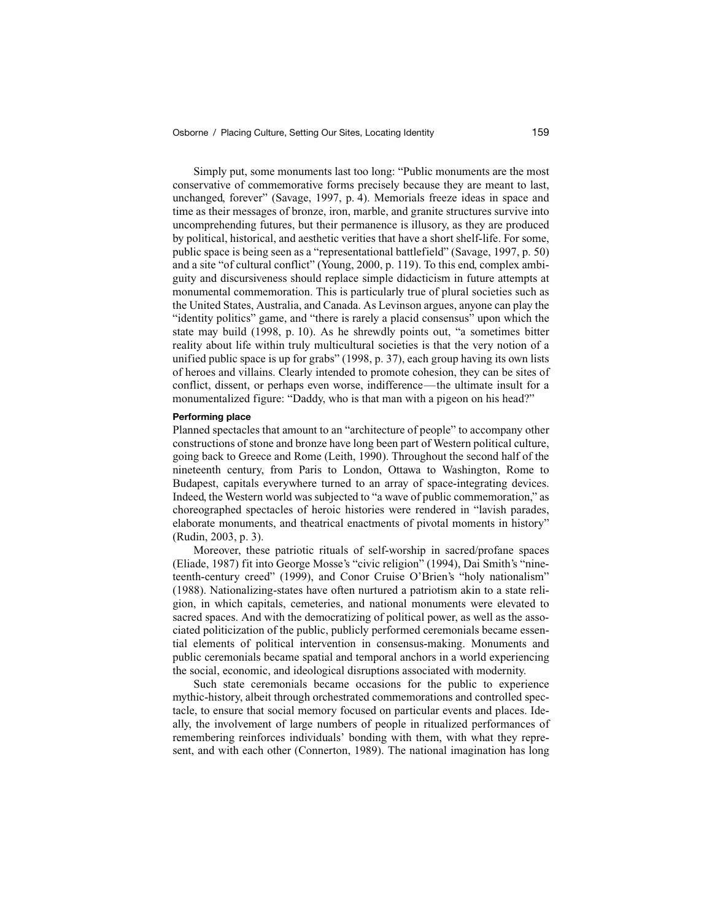Simply put, some monuments last too long: "Public monuments are the most conservative of commemorative forms precisely because they are meant to last, unchanged, forever" (Savage, 1997, p. 4). Memorials freeze ideas in space and time as their messages of bronze, iron, marble, and granite structures survive into uncomprehending futures, but their permanence is illusory, as they are produced by political, historical, and aesthetic verities that have a short shelf-life. For some, public space is being seen as a "representational battlefield" (Savage, 1997, p. 50) and a site "of cultural conflict" (Young, 2000, p. 119). To this end, complex ambiguity and discursiveness should replace simple didacticism in future attempts at monumental commemoration. This is particularly true of plural societies such as the United States, Australia, and Canada. As Levinson argues, anyone can play the "identity politics" game, and "there is rarely a placid consensus" upon which the state may build (1998, p. 10). As he shrewdly points out, "a sometimes bitter reality about life within truly multicultural societies is that the very notion of a unified public space is up for grabs" (1998, p. 37), each group having its own lists of heroes and villains. Clearly intended to promote cohesion, they can be sites of conflict, dissent, or perhaps even worse, indifference—the ultimate insult for a monumentalized figure: "Daddy, who is that man with a pigeon on his head?"

#### Performing place

Planned spectacles that amount to an "architecture of people" to accompany other constructions of stone and bronze have long been part of Western political culture, going back to Greece and Rome (Leith, 1990). Throughout the second half of the nineteenth century, from Paris to London, Ottawa to Washington, Rome to Budapest, capitals everywhere turned to an array of space-integrating devices. Indeed, the Western world was subjected to "a wave of public commemoration," as choreographed spectacles of heroic histories were rendered in "lavish parades, elaborate monuments, and theatrical enactments of pivotal moments in history" (Rudin, 2003, p. 3).

Moreover, these patriotic rituals of self-worship in sacred/profane spaces (Eliade, 1987) fit into George Mosse's "civic religion" (1994), Dai Smith's "nineteenth-century creed" (1999), and Conor Cruise O'Brien's "holy nationalism" (1988). Nationalizing-states have often nurtured a patriotism akin to a state religion, in which capitals, cemeteries, and national monuments were elevated to sacred spaces. And with the democratizing of political power, as well as the associated politicization of the public, publicly performed ceremonials became essential elements of political intervention in consensus-making. Monuments and public ceremonials became spatial and temporal anchors in a world experiencing the social, economic, and ideological disruptions associated with modernity.

Such state ceremonials became occasions for the public to experience mythic-history, albeit through orchestrated commemorations and controlled spectacle, to ensure that social memory focused on particular events and places. Ideally, the involvement of large numbers of people in ritualized performances of remembering reinforces individuals' bonding with them, with what they represent, and with each other (Connerton, 1989). The national imagination has long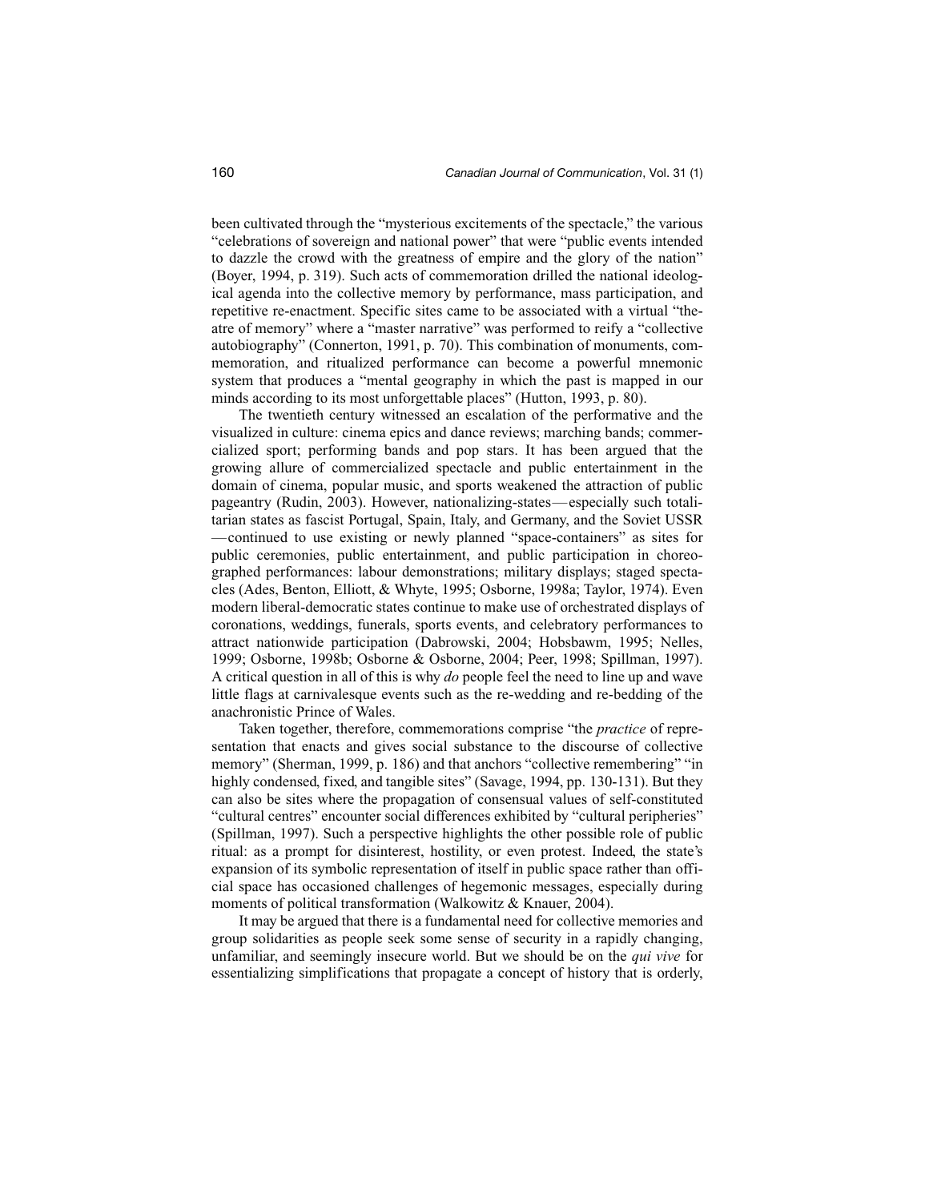been cultivated through the "mysterious excitements of the spectacle," the various "celebrations of sovereign and national power" that were "public events intended to dazzle the crowd with the greatness of empire and the glory of the nation" (Boyer, 1994, p. 319). Such acts of commemoration drilled the national ideological agenda into the collective memory by performance, mass participation, and repetitive re-enactment. Specific sites came to be associated with a virtual "theatre of memory" where a "master narrative" was performed to reify a "collective autobiography" (Connerton, 1991, p. 70). This combination of monuments, commemoration, and ritualized performance can become a powerful mnemonic system that produces a "mental geography in which the past is mapped in our minds according to its most unforgettable places" (Hutton, 1993, p. 80).

The twentieth century witnessed an escalation of the performative and the visualized in culture: cinema epics and dance reviews; marching bands; commercialized sport; performing bands and pop stars. It has been argued that the growing allure of commercialized spectacle and public entertainment in the domain of cinema, popular music, and sports weakened the attraction of public pageantry (Rudin, 2003). However, nationalizing-states—especially such totalitarian states as fascist Portugal, Spain, Italy, and Germany, and the Soviet USSR—continued to use existing or newly planned "space-containers" as sites for public ceremonies, public entertainment, and public participation in choreographed performances: labour demonstrations; military displays; staged spectacles (Ades, Benton, Elliott, & Whyte, 1995; Osborne, 1998a; Taylor, 1974). Even modern liberal-democratic states continue to make use of orchestrated displays of coronations, weddings, funerals, sports events, and celebratory performances to attract nationwide participation (Dabrowski, 2004; Hobsbawm, 1995; Nelles, 1999; Osborne, 1998b; Osborne & Osborne, 2004; Peer, 1998; Spillman, 1997). A critical question in all of this is why *do* people feel the need to line up and wave little flags at carnivalesque events such as the re-wedding and re-bedding of the anachronistic Prince of Wales.

Taken together, therefore, commemorations comprise "the *practice* of representation that enacts and gives social substance to the discourse of collective memory" (Sherman, 1999, p. 186) and that anchors "collective remembering" "in highly condensed, fixed, and tangible sites" (Savage, 1994, pp. 130-131). But they can also be sites where the propagation of consensual values of self-constituted "cultural centres" encounter social differences exhibited by "cultural peripheries" (Spillman, 1997). Such a perspective highlights the other possible role of public ritual: as a prompt for disinterest, hostility, or even protest. Indeed, the state's expansion of its symbolic representation of itself in public space rather than official space has occasioned challenges of hegemonic messages, especially during moments of political transformation (Walkowitz & Knauer, 2004).

It may be argued that there is a fundamental need for collective memories and group solidarities as people seek some sense of security in a rapidly changing, unfamiliar, and seemingly insecure world. But we should be on the *qui vive* for essentializing simplifications that propagate a concept of history that is orderly,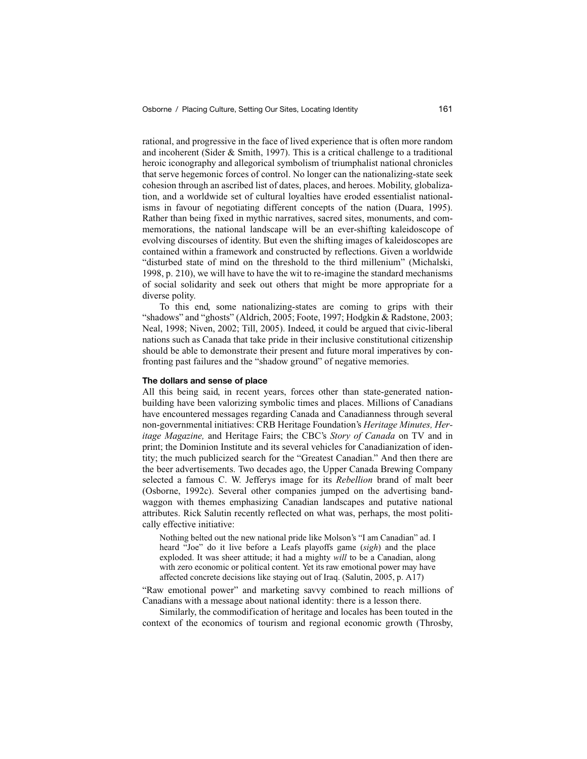rational, and progressive in the face of lived experience that is often more random and incoherent (Sider & Smith, 1997). This is a critical challenge to a traditional heroic iconography and allegorical symbolism of triumphalist national chronicles that serve hegemonic forces of control. No longer can the nationalizing-state seek cohesion through an ascribed list of dates, places, and heroes. Mobility, globalization, and a worldwide set of cultural loyalties have eroded essentialist nationalisms in favour of negotiating different concepts of the nation (Duara, 1995). Rather than being fixed in mythic narratives, sacred sites, monuments, and commemorations, the national landscape will be an ever-shifting kaleidoscope of evolving discourses of identity. But even the shifting images of kaleidoscopes are contained within a framework and constructed by reflections. Given a worldwide "disturbed state of mind on the threshold to the third millenium" (Michalski, 1998, p. 210), we will have to have the wit to re-imagine the standard mechanisms of social solidarity and seek out others that might be more appropriate for a diverse polity.

To this end, some nationalizing-states are coming to grips with their "shadows" and "ghosts" (Aldrich, 2005; Foote, 1997; Hodgkin & Radstone, 2003; Neal, 1998; Niven, 2002; Till, 2005). Indeed, it could be argued that civic-liberal nations such as Canada that take pride in their inclusive constitutional citizenship should be able to demonstrate their present and future moral imperatives by confronting past failures and the "shadow ground" of negative memories.

#### The dollars and sense of place

All this being said, in recent years, forces other than state-generated nation-building have been valorizing symbolic times and places. Millions of Canadians have encountered messages regarding Canada and Canadianness through several non-governmental initiatives: CRB Heritage Foundation's *Heritage Minutes, Heritage Magazine,* and Heritage Fairs; the CBC's *Story of Canada* on TV and in print; the Dominion Institute and its several vehicles for Canadianization of identity; the much publicized search for the "Greatest Canadian." And then there are the beer advertisements. Two decades ago, the Upper Canada Brewing Company selected a famous C. W. Jefferys image for its *Rebellion* brand of malt beer (Osborne, 1992c). Several other companies jumped on the advertising bandwaggon with themes emphasizing Canadian landscapes and putative national attributes. Rick Salutin recently reflected on what was, perhaps, the most politically effective initiative:

> Nothing belted out the new national pride like Molson's "I am Canadian" ad. I heard "Joe" do it live before a Leafs playoffs game (*sigh*) and the place exploded. It was sheer attitude; it had a mighty *will* to be a Canadian, along with zero economic or political content. Yet its raw emotional power may have affected concrete decisions like staying out of Iraq. (Salutin, 2005, p. A17)

"Raw emotional power" and marketing savvy combined to reach millions of Canadians with a message about national identity: there is a lesson there.

Similarly, the commodification of heritage and locales has been touted in the context of the economics of tourism and regional economic growth (Throsby,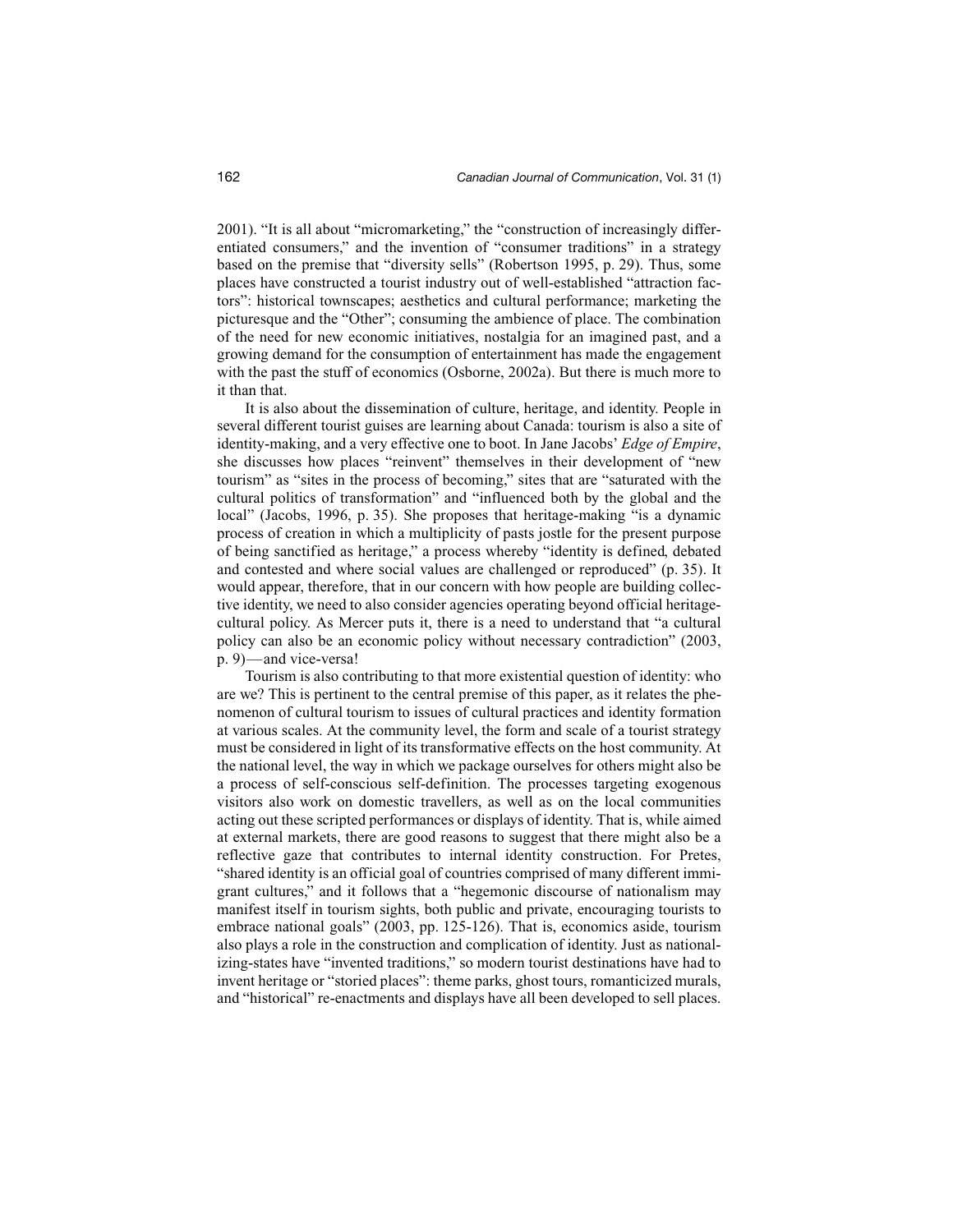2001). "It is all about "micromarketing," the "construction of increasingly differentiated consumers," and the invention of "consumer traditions" in a strategy based on the premise that "diversity sells" (Robertson 1995, p. 29). Thus, some places have constructed a tourist industry out of well-established "attraction factors": historical townscapes; aesthetics and cultural performance; marketing the picturesque and the "Other"; consuming the ambience of place. The combination of the need for new economic initiatives, nostalgia for an imagined past, and a growing demand for the consumption of entertainment has made the engagement with the past the stuff of economics (Osborne, 2002a). But there is much more to it than that.

It is also about the dissemination of culture, heritage, and identity. People in several different tourist guises are learning about Canada: tourism is also a site of identity-making, and a very effective one to boot. In Jane Jacobs' *Edge of Empire*, she discusses how places "reinvent" themselves in their development of "new tourism" as "sites in the process of becoming," sites that are "saturated with the cultural politics of transformation" and "influenced both by the global and the local" (Jacobs, 1996, p. 35). She proposes that heritage-making "is a dynamic process of creation in which a multiplicity of pasts jostle for the present purpose of being sanctified as heritage," a process whereby "identity is defined, debated and contested and where social values are challenged or reproduced" (p. 35). It would appear, therefore, that in our concern with how people are building collective identity, we need to also consider agencies operating beyond official heritage-cultural policy. As Mercer puts it, there is a need to understand that "a cultural policy can also be an economic policy without necessary contradiction" (2003, p. 9)—and vice-versa!

Tourism is also contributing to that more existential question of identity: who are we? This is pertinent to the central premise of this paper, as it relates the phenomenon of cultural tourism to issues of cultural practices and identity formation at various scales. At the community level, the form and scale of a tourist strategy must be considered in light of its transformative effects on the host community. At the national level, the way in which we package ourselves for others might also be a process of self-conscious self-definition. The processes targeting exogenous visitors also work on domestic travellers, as well as on the local communities acting out these scripted performances or displays of identity. That is, while aimed at external markets, there are good reasons to suggest that there might also be a reflective gaze that contributes to internal identity construction. For Pretes, "shared identity is an official goal of countries comprised of many different immigrant cultures," and it follows that a "hegemonic discourse of nationalism may manifest itself in tourism sights, both public and private, encouraging tourists to embrace national goals" (2003, pp. 125-126). That is, economics aside, tourism also plays a role in the construction and complication of identity. Just as nationalizing-states have "invented traditions," so modern tourist destinations have had to invent heritage or "storied places": theme parks, ghost tours, romanticized murals, and "historical" re-enactments and displays have all been developed to sell places.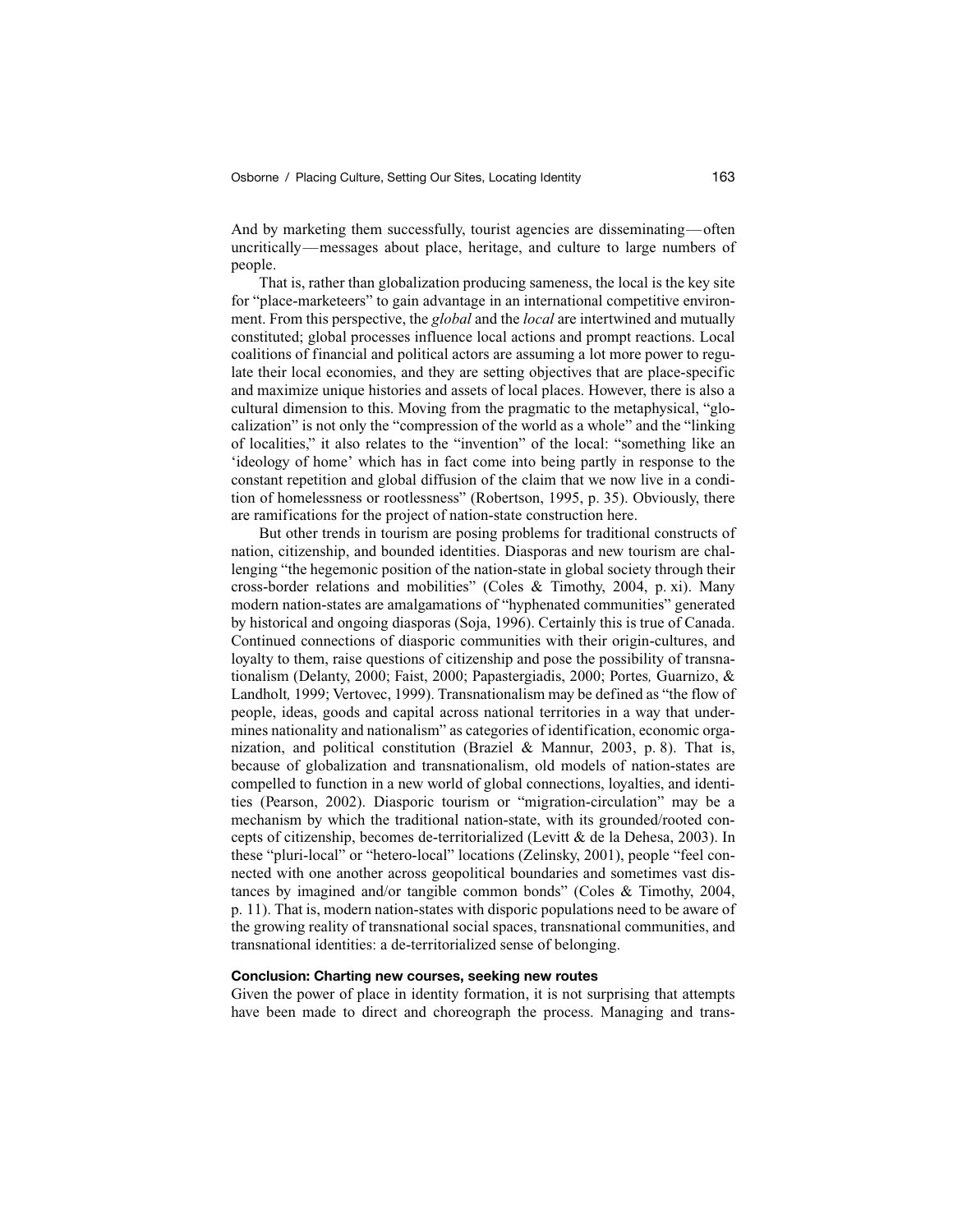And by marketing them successfully, tourist agencies are disseminating—often uncritically—messages about place, heritage, and culture to large numbers of people.

That is, rather than globalization producing sameness, the local is the key site for "place-marketeers" to gain advantage in an international competitive environment. From this perspective, the *global* and the *local* are intertwined and mutually constituted; global processes influence local actions and prompt reactions. Local coalitions of financial and political actors are assuming a lot more power to regulate their local economies, and they are setting objectives that are place-specific and maximize unique histories and assets of local places. However, there is also a cultural dimension to this. Moving from the pragmatic to the metaphysical, "glocalization" is not only the "compression of the world as a whole" and the "linking of localities," it also relates to the "invention" of the local: "something like an 'ideology of home' which has in fact come into being partly in response to the constant repetition and global diffusion of the claim that we now live in a condition of homelessness or rootlessness" (Robertson, 1995, p. 35). Obviously, there are ramifications for the project of nation-state construction here.

But other trends in tourism are posing problems for traditional constructs of nation, citizenship, and bounded identities. Diasporas and new tourism are challenging "the hegemonic position of the nation-state in global society through their cross-border relations and mobilities" (Coles & Timothy, 2004, p. xi). Many modern nation-states are amalgamations of "hyphenated communities" generated by historical and ongoing diasporas (Soja, 1996). Certainly this is true of Canada. Continued connections of diasporic communities with their origin-cultures, and loyalty to them, raise questions of citizenship and pose the possibility of transnationalism (Delanty, 2000; Faist, 2000; Papastergiadis, 2000; Portes, Guarnizo, & Landholt, 1999; Vertovec, 1999). Transnationalism may be defined as "the flow of people, ideas, goods and capital across national territories in a way that undermines nationality and nationalism" as categories of identification, economic organization, and political constitution (Braziel & Mannur, 2003, p. 8). That is, because of globalization and transnationalism, old models of nation-states are compelled to function in a new world of global connections, loyalties, and identities (Pearson, 2002). Diasporic tourism or "migration-circulation" may be a mechanism by which the traditional nation-state, with its grounded/rooted concepts of citizenship, becomes de-territorialized (Levitt & de la Dehesa, 2003). In these "pluri-local" or "hetero-local" locations (Zelinsky, 2001), people "feel connected with one another across geopolitical boundaries and sometimes vast distances by imagined and/or tangible common bonds" (Coles & Timothy, 2004, p. 11). That is, modern nation-states with disporic populations need to be aware of the growing reality of transnational social spaces, transnational communities, and transnational identities: a de-territorialized sense of belonging.

### Conclusion: Charting new courses, seeking new routes

Given the power of place in identity formation, it is not surprising that attempts have been made to direct and choreograph the process. Managing and trans-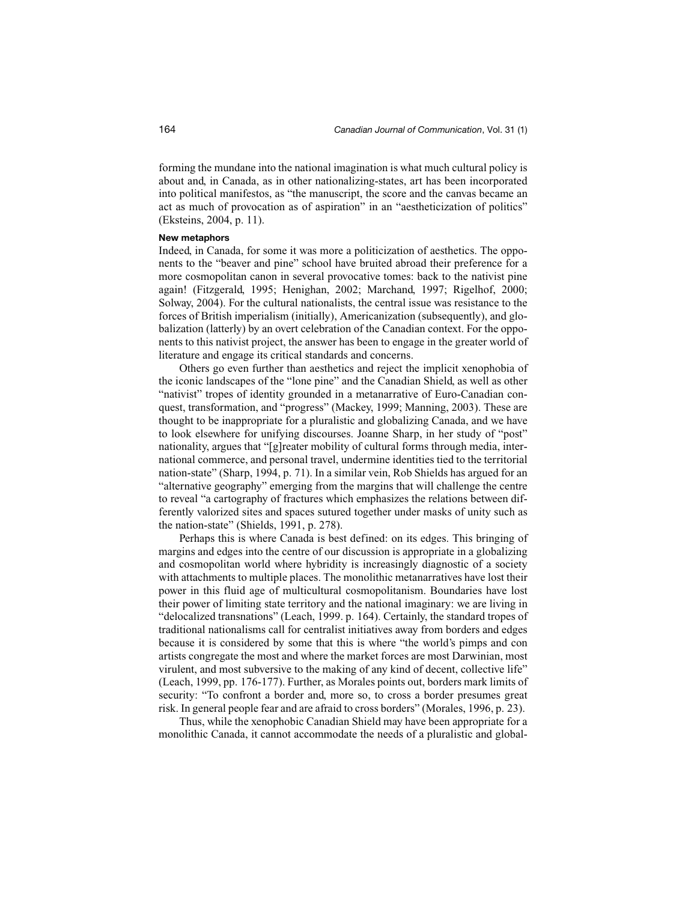forming the mundane into the national imagination is what much cultural policy is about and, in Canada, as in other nationalizing-states, art has been incorporated into political manifestos, as "the manuscript, the score and the canvas became an act as much of provocation as of aspiration" in an "aestheticization of politics" (Eksteins, 2004, p. 11).

### New metaphors

Indeed, in Canada, for some it was more a politicization of aesthetics. The opponents to the "beaver and pine" school have bruited abroad their preference for a more cosmopolitan canon in several provocative tomes: back to the nativist pine again! (Fitzgerald, 1995; Henighan, 2002; Marchand, 1997; Rigelhof, 2000; Solway, 2004). For the cultural nationalists, the central issue was resistance to the forces of British imperialism (initially), Americanization (subsequently), and globalization (latterly) by an overt celebration of the Canadian context. For the opponents to this nativist project, the answer has been to engage in the greater world of literature and engage its critical standards and concerns.

Others go even further than aesthetics and reject the implicit xenophobia of the iconic landscapes of the "lone pine" and the Canadian Shield, as well as other "nativist" tropes of identity grounded in a metanarrative of Euro-Canadian conquest, transformation, and "progress" (Mackey, 1999; Manning, 2003). These are thought to be inappropriate for a pluralistic and globalizing Canada, and we have to look elsewhere for unifying discourses. Joanne Sharp, in her study of "post" nationality, argues that "[g]reater mobility of cultural forms through media, international commerce, and personal travel, undermine identities tied to the territorial nation-state" (Sharp, 1994, p. 71). In a similar vein, Rob Shields has argued for an "alternative geography" emerging from the margins that will challenge the centre to reveal "a cartography of fractures which emphasizes the relations between differently valorized sites and spaces sutured together under masks of unity such as the nation-state" (Shields, 1991, p. 278).

Perhaps this is where Canada is best defined: on its edges. This bringing of margins and edges into the centre of our discussion is appropriate in a globalizing and cosmopolitan world where hybridity is increasingly diagnostic of a society with attachments to multiple places. The monolithic metanarratives have lost their power in this fluid age of multicultural cosmopolitanism. Boundaries have lost their power of limiting state territory and the national imaginary: we are living in "delocalized transnations" (Leach, 1999. p. 164). Certainly, the standard tropes of traditional nationalisms call for centralist initiatives away from borders and edges because it is considered by some that this is where "the world's pimps and con artists congregate the most and where the market forces are most Darwinian, most virulent, and most subversive to the making of any kind of decent, collective life" (Leach, 1999, pp. 176-177). Further, as Morales points out, borders mark limits of security: "To confront a border and, more so, to cross a border presumes great risk. In general people fear and are afraid to cross borders" (Morales, 1996, p. 23).

Thus, while the xenophobic Canadian Shield may have been appropriate for a monolithic Canada, it cannot accommodate the needs of a pluralistic and global-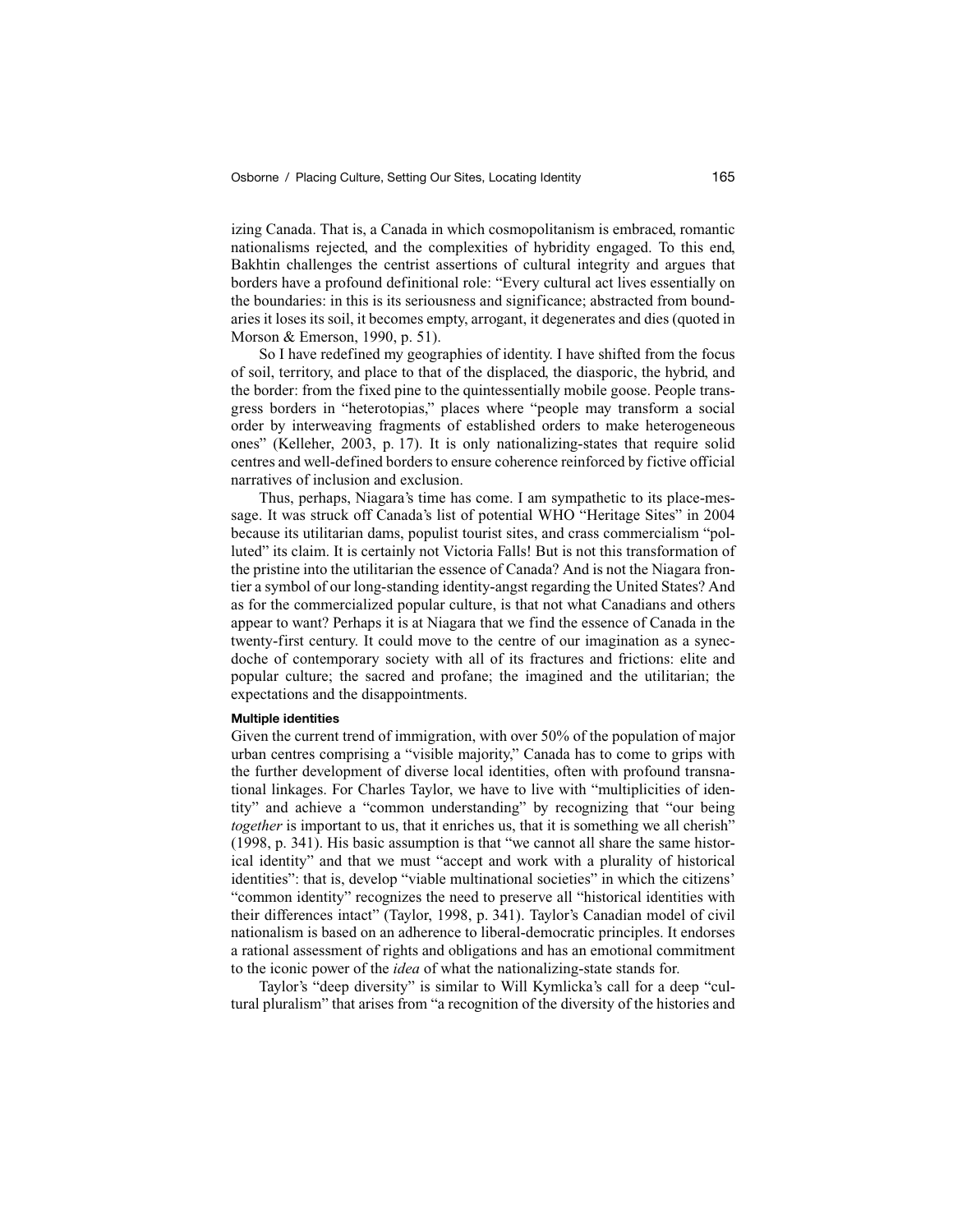izing Canada. That is, a Canada in which cosmopolitanism is embraced, romantic nationalisms rejected, and the complexities of hybridity engaged. To this end, Bakhtin challenges the centrist assertions of cultural integrity and argues that borders have a profound definitional role: "Every cultural act lives essentially on the boundaries: in this is its seriousness and significance; abstracted from boundaries it loses its soil, it becomes empty, arrogant, it degenerates and dies (quoted in Morson & Emerson, 1990, p. 51).

So I have redefined my geographies of identity. I have shifted from the focus of soil, territory, and place to that of the displaced, the diasporic, the hybrid, and the border: from the fixed pine to the quintessentially mobile goose. People transgress borders in "heterotopias," places where "people may transform a social order by interweaving fragments of established orders to make heterogeneous ones" (Kelleher, 2003, p. 17). It is only nationalizing-states that require solid centres and well-defined borders to ensure coherence reinforced by fictive official narratives of inclusion and exclusion.

Thus, perhaps, Niagara's time has come. I am sympathetic to its place-message. It was struck off Canada's list of potential WHO "Heritage Sites" in 2004 because its utilitarian dams, populist tourist sites, and crass commercialism "polluted" its claim. It is certainly not Victoria Falls! But is not this transformation of the pristine into the utilitarian the essence of Canada? And is not the Niagara frontier a symbol of our long-standing identity-angst regarding the United States? And as for the commercialized popular culture, is that not what Canadians and others appear to want? Perhaps it is at Niagara that we find the essence of Canada in the twenty-first century. It could move to the centre of our imagination as a synecdoche of contemporary society with all of its fractures and frictions: elite and popular culture; the sacred and profane; the imagined and the utilitarian; the expectations and the disappointments.

#### Multiple identities

Given the current trend of immigration, with over 50% of the population of major urban centres comprising a "visible majority," Canada has to come to grips with the further development of diverse local identities, often with profound transnational linkages. For Charles Taylor, we have to live with "multiplicities of identity" and achieve a "common understanding" by recognizing that "our being *together* is important to us, that it enriches us, that it is something we all cherish" (1998, p. 341). His basic assumption is that "we cannot all share the same historical identity" and that we must "accept and work with a plurality of historical identities": that is, develop "viable multinational societies" in which the citizens' "common identity" recognizes the need to preserve all "historical identities with their differences intact" (Taylor, 1998, p. 341). Taylor's Canadian model of civil nationalism is based on an adherence to liberal-democratic principles. It endorses a rational assessment of rights and obligations and has an emotional commitment to the iconic power of the *idea* of what the nationalizing-state stands for.

Taylor's "deep diversity" is similar to Will Kymlicka's call for a deep "cultural pluralism" that arises from "a recognition of the diversity of the histories and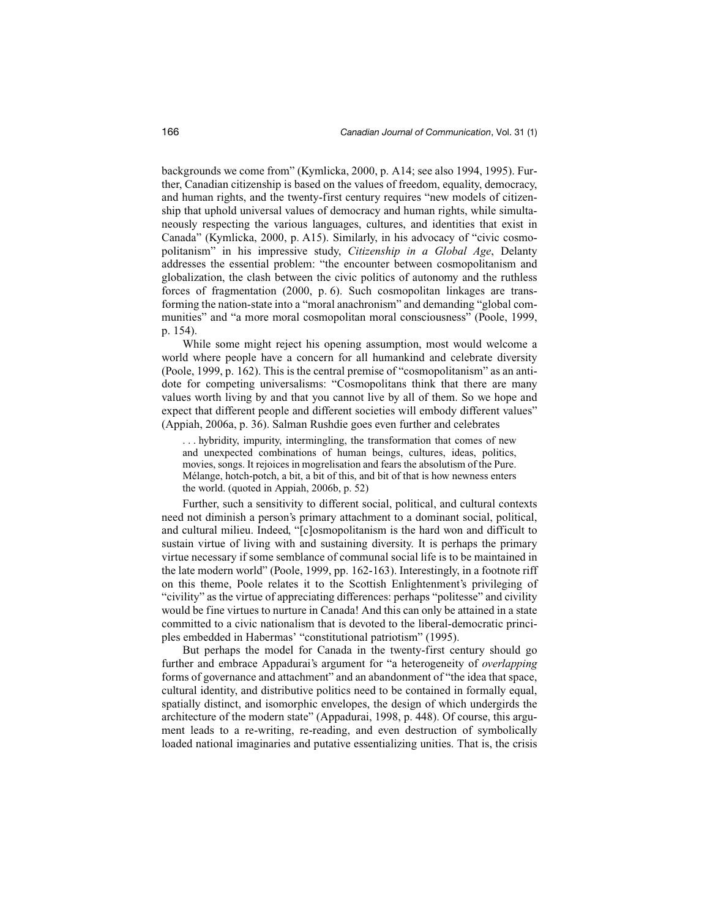backgrounds we come from" (Kymlicka, 2000, p. A14; see also 1994, 1995). Further, Canadian citizenship is based on the values of freedom, equality, democracy, and human rights, and the twenty-first century requires "new models of citizenship that uphold universal values of democracy and human rights, while simultaneously respecting the various languages, cultures, and identities that exist in Canada" (Kymlicka, 2000, p. A15). Similarly, in his advocacy of "civic cosmopolitanism" in his impressive study, *Citizenship in a Global Age*, Delanty addresses the essential problem: "the encounter between cosmopolitanism and globalization, the clash between the civic politics of autonomy and the ruthless forces of fragmentation (2000, p. 6). Such cosmopolitan linkages are transforming the nation-state into a "moral anachronism" and demanding "global communities" and "a more moral cosmopolitan moral consciousness" (Poole, 1999, p. 154).

While some might reject his opening assumption, most would welcome a world where people have a concern for all humankind and celebrate diversity (Poole, 1999, p. 162). This is the central premise of "cosmopolitanism" as an antidote for competing universalisms: "Cosmopolitans think that there are many values worth living by and that you cannot live by all of them. So we hope and expect that different people and different societies will embody different values" (Appiah, 2006a, p. 36). Salman Rushdie goes even further and celebrates

> . . . hybridity, impurity, intermingling, the transformation that comes of new and unexpected combinations of human beings, cultures, ideas, politics, movies, songs. It rejoices in mogrelisation and fears the absolutism of the Pure. Mélange, hotch-potch, a bit, a bit of this, and bit of that is how newness enters the world. (quoted in Appiah, 2006b, p. 52)

Further, such a sensitivity to different social, political, and cultural contexts need not diminish a person's primary attachment to a dominant social, political, and cultural milieu. Indeed, "[c]osmopolitanism is the hard won and difficult to sustain virtue of living with and sustaining diversity. It is perhaps the primary virtue necessary if some semblance of communal social life is to be maintained in the late modern world" (Poole, 1999, pp. 162-163). Interestingly, in a footnote riff on this theme, Poole relates it to the Scottish Enlightenment's privileging of "civility" as the virtue of appreciating differences: perhaps "politesse" and civility would be fine virtues to nurture in Canada! And this can only be attained in a state committed to a civic nationalism that is devoted to the liberal-democratic principles embedded in Habermas' "constitutional patriotism" (1995).

But perhaps the model for Canada in the twenty-first century should go further and embrace Appadurai's argument for "a heterogeneity of *overlapping* forms of governance and attachment" and an abandonment of "the idea that space, cultural identity, and distributive politics need to be contained in formally equal, spatially distinct, and isomorphic envelopes, the design of which undergirds the architecture of the modern state" (Appadurai, 1998, p. 448). Of course, this argument leads to a re-writing, re-reading, and even destruction of symbolically loaded national imaginaries and putative essentializing unities. That is, the crisis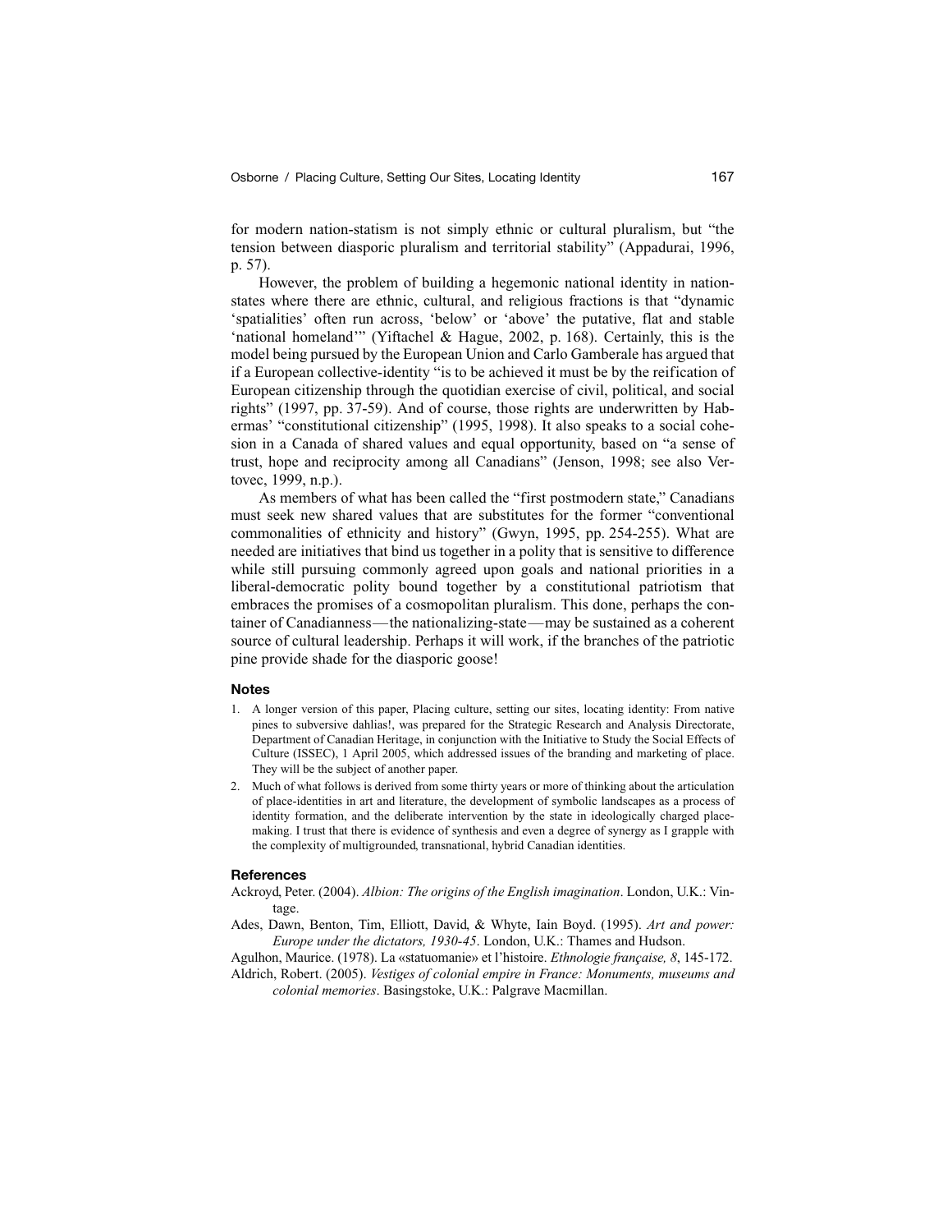for modern nation-statism is not simply ethnic or cultural pluralism, but "the tension between diasporic pluralism and territorial stability" (Appadurai, 1996, p. 57).

However, the problem of building a hegemonic national identity in nation-states where there are ethnic, cultural, and religious fractions is that "dynamic 'spatialities' often run across, 'below' or 'above' the putative, flat and stable 'national homeland'" (Yiftachel & Hague, 2002, p. 168). Certainly, this is the model being pursued by the European Union and Carlo Gamberale has argued that if a European collective-identity "is to be achieved it must be by the reification of European citizenship through the quotidian exercise of civil, political, and social rights" (1997, pp. 37-59). And of course, those rights are underwritten by Habermas' "constitutional citizenship" (1995, 1998). It also speaks to a social cohesion in a Canada of shared values and equal opportunity, based on "a sense of trust, hope and reciprocity among all Canadians" (Jenson, 1998; see also Vertovec, 1999, n.p.).

As members of what has been called the "first postmodern state," Canadians must seek new shared values that are substitutes for the former "conventional commonalities of ethnicity and history" (Gwyn, 1995, pp. 254-255). What are needed are initiatives that bind us together in a polity that is sensitive to difference while still pursuing commonly agreed upon goals and national priorities in a liberal-democratic polity bound together by a constitutional patriotism that embraces the promises of a cosmopolitan pluralism. This done, perhaps the container of Canadianness—the nationalizing-state—may be sustained as a coherent source of cultural leadership. Perhaps it will work, if the branches of the patriotic pine provide shade for the diasporic goose!

#### Notes

1. A longer version of this paper, Placing culture, setting our sites, locating identity: From native pines to subversive dahlias!, was prepared for the Strategic Research and Analysis Directorate, Department of Canadian Heritage, in conjunction with the Initiative to Study the Social Effects of Culture (ISSEC), 1 April 2005, which addressed issues of the branding and marketing of place. They will be the subject of another paper.
2. Much of what follows is derived from some thirty years or more of thinking about the articulation of place-identities in art and literature, the development of symbolic landscapes as a process of identity formation, and the deliberate intervention by the state in ideologically charged place-making. I trust that there is evidence of synthesis and even a degree of synergy as I grapple with the complexity of multigrounded, transnational, hybrid Canadian identities.

#### References

Ackroyd, Peter. (2004). *Albion: The origins of the English imagination*. London, U.K.: Vintage.

Ades, Dawn, Benton, Tim, Elliott, David, & Whyte, Iain Boyd. (1995). *Art and power: Europe under the dictators, 1930-45*. London, U.K.: Thames and Hudson.

Agulhon, Maurice. (1978). La «statuomanie» et l'histoire. *Ethnologie française, 8*, 145-172.

Aldrich, Robert. (2005). *Vestiges of colonial empire in France: Monuments, museums and colonial memories*. Basingstoke, U.K.: Palgrave Macmillan.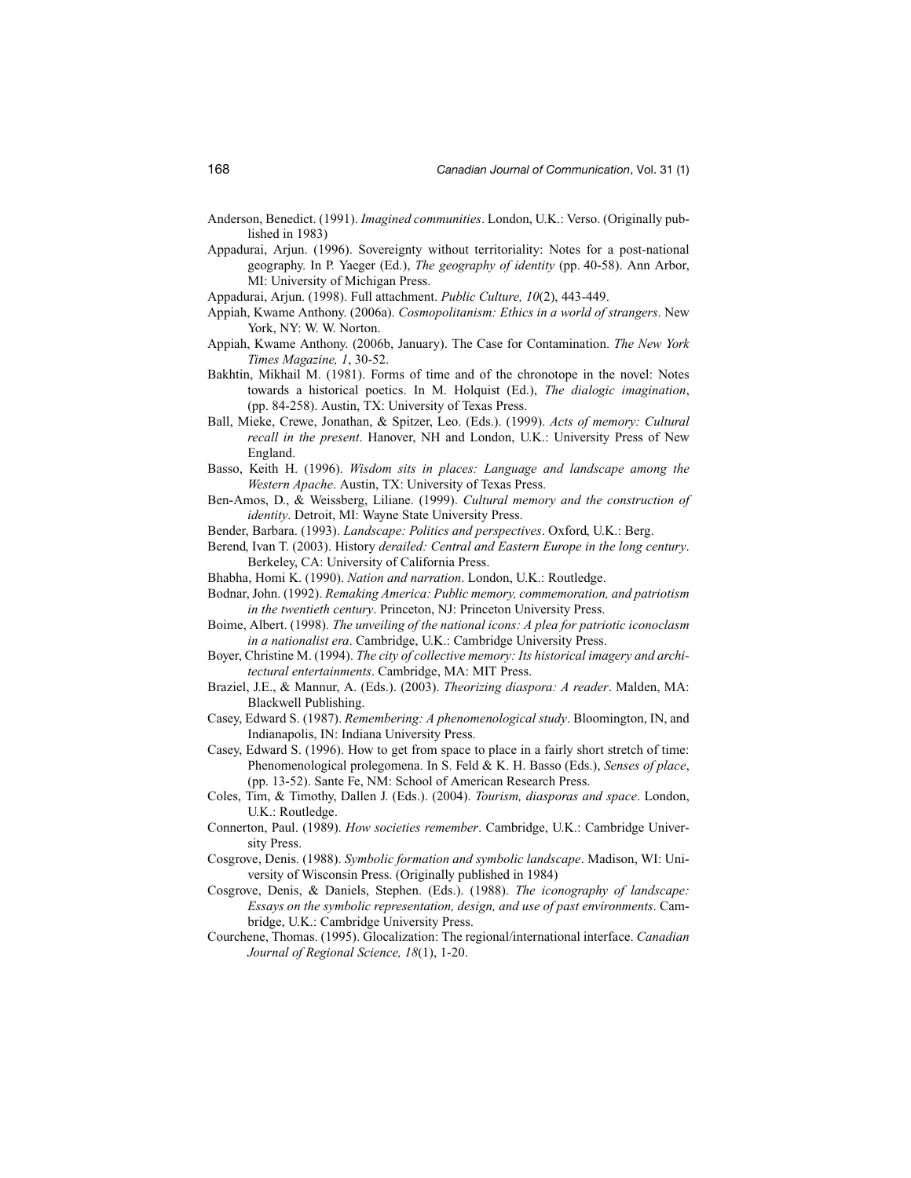Anderson, Benedict. (1991). *Imagined communities*. London, U.K.: Verso. (Originally published in 1983)

Appadurai, Arjun. (1996). Sovereignty without territoriality: Notes for a post-national geography. In P. Yaeger (Ed.), *The geography of identity* (pp. 40-58). Ann Arbor, MI: University of Michigan Press.

Appadurai, Arjun. (1998). Full attachment. *Public Culture, 10*(2), 443-449.

Appiah, Kwame Anthony. (2006a). *Cosmopolitanism: Ethics in a world of strangers*. New York, NY: W. W. Norton.

Appiah, Kwame Anthony. (2006b, January). The Case for Contamination. *The New York Times Magazine, 1*, 30-52.

Bakhtin, Mikhail M. (1981). Forms of time and of the chronotope in the novel: Notes towards a historical poetics. In M. Holquist (Ed.), *The dialogic imagination*, (pp. 84-258). Austin, TX: University of Texas Press.

Ball, Mieke, Crewe, Jonathan, & Spitzer, Leo. (Eds.). (1999). *Acts of memory: Cultural recall in the present*. Hanover, NH and London, U.K.: University Press of New England.

Basso, Keith H. (1996). *Wisdom sits in places: Language and landscape among the Western Apache*. Austin, TX: University of Texas Press.

Ben-Amos, D., & Weissberg, Liliane. (1999). *Cultural memory and the construction of identity*. Detroit, MI: Wayne State University Press.

Bender, Barbara. (1993). *Landscape: Politics and perspectives*. Oxford, U.K.: Berg.

Berend, Ivan T. (2003). History *derailed: Central and Eastern Europe in the long century*. Berkeley, CA: University of California Press.

Bhabha, Homi K. (1990). *Nation and narration*. London, U.K.: Routledge.

Bodnar, John. (1992). *Remaking America: Public memory, commemoration, and patriotism in the twentieth century*. Princeton, NJ: Princeton University Press.

Boime, Albert. (1998). *The unveiling of the national icons: A plea for patriotic iconoclasm in a nationalist era*. Cambridge, U.K.: Cambridge University Press.

Boyer, Christine M. (1994). *The city of collective memory: Its historical imagery and architectural entertainments*. Cambridge, MA: MIT Press.

Braziel, J.E., & Mannur, A. (Eds.). (2003). *Theorizing diaspora: A reader*. Malden, MA: Blackwell Publishing.

Casey, Edward S. (1987). *Remembering: A phenomenological study*. Bloomington, IN, and Indianapolis, IN: Indiana University Press.

Casey, Edward S. (1996). How to get from space to place in a fairly short stretch of time: Phenomenological prolegomena. In S. Feld & K. H. Basso (Eds.), *Senses of place*, (pp. 13-52). Sante Fe, NM: School of American Research Press.

Coles, Tim, & Timothy, Dallen J. (Eds.). (2004). *Tourism, diasporas and space*. London, U.K.: Routledge.

Connerton, Paul. (1989). *How societies remember*. Cambridge, U.K.: Cambridge University Press.

Cosgrove, Denis. (1988). *Symbolic formation and symbolic landscape*. Madison, WI: University of Wisconsin Press. (Originally published in 1984)

Cosgrove, Denis, & Daniels, Stephen. (Eds.). (1988). *The iconography of landscape: Essays on the symbolic representation, design, and use of past environments*. Cambridge, U.K.: Cambridge University Press.

Courchene, Thomas. (1995). Glocalization: The regional/international interface. *Canadian Journal of Regional Science, 18*(1), 1-20.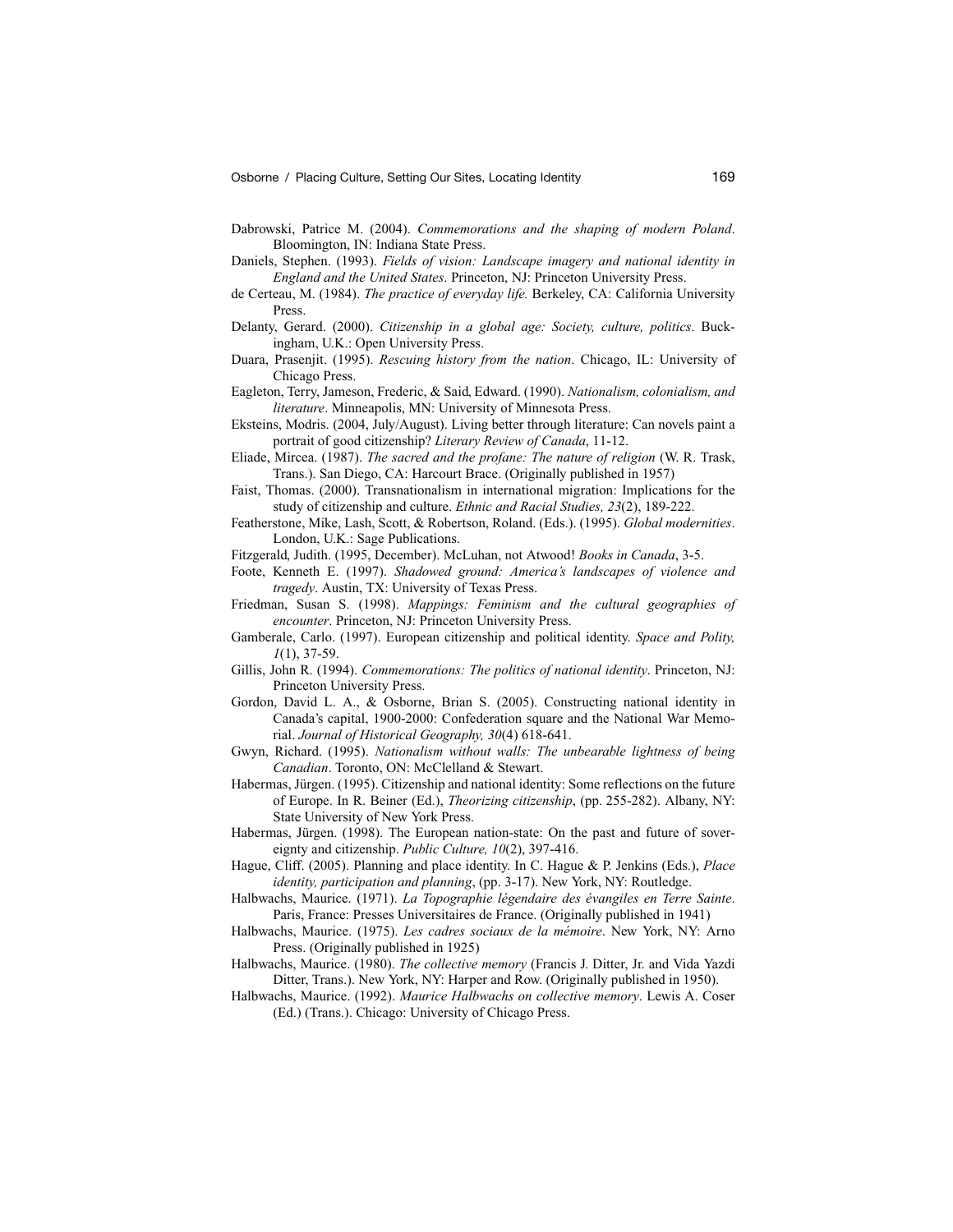Dabrowski, Patrice M. (2004). *Commemorations and the shaping of modern Poland*. Bloomington, IN: Indiana State Press.

Daniels, Stephen. (1993). *Fields of vision: Landscape imagery and national identity in England and the United States*. Princeton, NJ: Princeton University Press.

de Certeau, M. (1984). *The practice of everyday life.* Berkeley, CA: California University Press.

Delanty, Gerard. (2000). *Citizenship in a global age: Society, culture, politics*. Buckingham, U.K.: Open University Press.

Duara, Prasenjit. (1995). *Rescuing history from the nation*. Chicago, IL: University of Chicago Press.

Eagleton, Terry, Jameson, Frederic, & Said, Edward. (1990). *Nationalism, colonialism, and literature*. Minneapolis, MN: University of Minnesota Press.

Eksteins, Modris. (2004, July/August). Living better through literature: Can novels paint a portrait of good citizenship? *Literary Review of Canada*, 11-12.

Eliade, Mircea. (1987). *The sacred and the profane: The nature of religion* (W. R. Trask, Trans.). San Diego, CA: Harcourt Brace. (Originally published in 1957)

Faist, Thomas. (2000). Transnationalism in international migration: Implications for the study of citizenship and culture. *Ethnic and Racial Studies, 23*(2), 189-222.

Featherstone, Mike, Lash, Scott, & Robertson, Roland. (Eds.). (1995). *Global modernities*. London, U.K.: Sage Publications.

Fitzgerald, Judith. (1995, December). McLuhan, not Atwood! *Books in Canada*, 3-5.

Foote, Kenneth E. (1997). *Shadowed ground: America's landscapes of violence and tragedy*. Austin, TX: University of Texas Press.

Friedman, Susan S. (1998). *Mappings: Feminism and the cultural geographies of encounter*. Princeton, NJ: Princeton University Press.

Gamberale, Carlo. (1997). European citizenship and political identity. *Space and Polity, 1*(1), 37-59.

Gillis, John R. (1994). *Commemorations: The politics of national identity*. Princeton, NJ: Princeton University Press.

Gordon, David L. A., & Osborne, Brian S. (2005). Constructing national identity in Canada's capital, 1900-2000: Confederation square and the National War Memorial. *Journal of Historical Geography, 30*(4) 618-641.

Gwyn, Richard. (1995). *Nationalism without walls: The unbearable lightness of being Canadian*. Toronto, ON: McClelland & Stewart.

Habermas, Jürgen. (1995). Citizenship and national identity: Some reflections on the future of Europe. In R. Beiner (Ed.), *Theorizing citizenship*, (pp. 255-282). Albany, NY: State University of New York Press.

Habermas, Jürgen. (1998). The European nation-state: On the past and future of sovereignty and citizenship. *Public Culture, 10*(2), 397-416.

Hague, Cliff. (2005). Planning and place identity. In C. Hague & P. Jenkins (Eds.), *Place identity, participation and planning*, (pp. 3-17). New York, NY: Routledge.

Halbwachs, Maurice. (1971). *La Topographie légendaire des évangiles en Terre Sainte*. Paris, France: Presses Universitaires de France. (Originally published in 1941)

Halbwachs, Maurice. (1975). *Les cadres sociaux de la mémoire*. New York, NY: Arno Press. (Originally published in 1925)

Halbwachs, Maurice. (1980). *The collective memory* (Francis J. Ditter, Jr. and Vida Yazdi Ditter, Trans.). New York, NY: Harper and Row. (Originally published in 1950).

Halbwachs, Maurice. (1992). *Maurice Halbwachs on collective memory*. Lewis A. Coser (Ed.) (Trans.). Chicago: University of Chicago Press.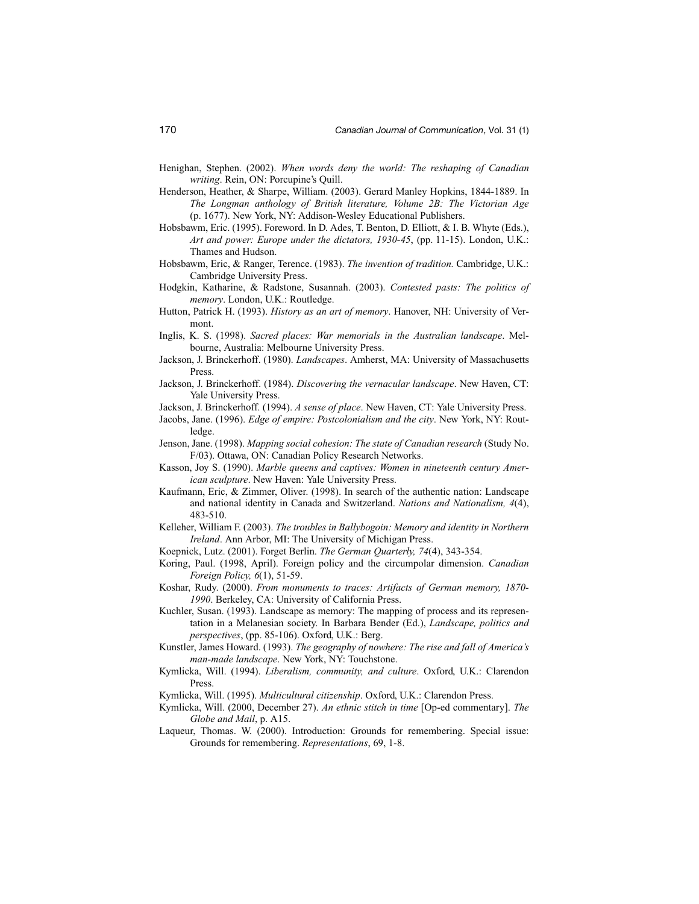Henighan, Stephen. (2002). *When words deny the world: The reshaping of Canadian writing*. Rein, ON: Porcupine's Quill.

Henderson, Heather, & Sharpe, William. (2003). Gerard Manley Hopkins, 1844-1889. In *The Longman anthology of British literature, Volume 2B: The Victorian Age* (p. 1677). New York, NY: Addison-Wesley Educational Publishers.

Hobsbawm, Eric. (1995). Foreword. In D. Ades, T. Benton, D. Elliott, & I. B. Whyte (Eds.), *Art and power: Europe under the dictators, 1930-45*, (pp. 11-15). London, U.K.: Thames and Hudson.

Hobsbawm, Eric, & Ranger, Terence. (1983). *The invention of tradition.* Cambridge, U.K.: Cambridge University Press.

Hodgkin, Katharine, & Radstone, Susannah. (2003). *Contested pasts: The politics of memory*. London, U.K.: Routledge.

Hutton, Patrick H. (1993). *History as an art of memory*. Hanover, NH: University of Vermont.

Inglis, K. S. (1998). *Sacred places: War memorials in the Australian landscape*. Melbourne, Australia: Melbourne University Press.

Jackson, J. Brinckerhoff. (1980). *Landscapes*. Amherst, MA: University of Massachusetts Press.

Jackson, J. Brinckerhoff. (1984). *Discovering the vernacular landscape*. New Haven, CT: Yale University Press.

Jackson, J. Brinckerhoff. (1994). *A sense of place*. New Haven, CT: Yale University Press.

Jacobs, Jane. (1996). *Edge of empire: Postcolonialism and the city*. New York, NY: Routledge.

Jenson, Jane. (1998). *Mapping social cohesion: The state of Canadian research* (Study No. F/03). Ottawa, ON: Canadian Policy Research Networks.

Kasson, Joy S. (1990). *Marble queens and captives: Women in nineteenth century American sculpture*. New Haven: Yale University Press.

Kaufmann, Eric, & Zimmer, Oliver. (1998). In search of the authentic nation: Landscape and national identity in Canada and Switzerland. *Nations and Nationalism, 4*(4), 483-510.

Kelleher, William F. (2003). *The troubles in Ballybogoin: Memory and identity in Northern Ireland*. Ann Arbor, MI: The University of Michigan Press.

Koepnick, Lutz. (2001). Forget Berlin. *The German Quarterly, 74*(4), 343-354.

Koring, Paul. (1998, April). Foreign policy and the circumpolar dimension. *Canadian Foreign Policy, 6*(1), 51-59.

Koshar, Rudy. (2000). *From monuments to traces: Artifacts of German memory, 1870-1990*. Berkeley, CA: University of California Press.

Kuchler, Susan. (1993). Landscape as memory: The mapping of process and its representation in a Melanesian society. In Barbara Bender (Ed.), *Landscape, politics and perspectives*, (pp. 85-106). Oxford, U.K.: Berg.

Kunstler, James Howard. (1993). *The geography of nowhere: The rise and fall of America's man-made landscape*. New York, NY: Touchstone.

Kymlicka, Will. (1994). *Liberalism, community, and culture*. Oxford, U.K.: Clarendon Press.

Kymlicka, Will. (1995). *Multicultural citizenship*. Oxford, U.K.: Clarendon Press.

Kymlicka, Will. (2000, December 27). *An ethnic stitch in time* [Op-ed commentary]. *The Globe and Mail*, p. A15.

Laqueur, Thomas. W. (2000). Introduction: Grounds for remembering. Special issue: Grounds for remembering. *Representations*, 69, 1-8.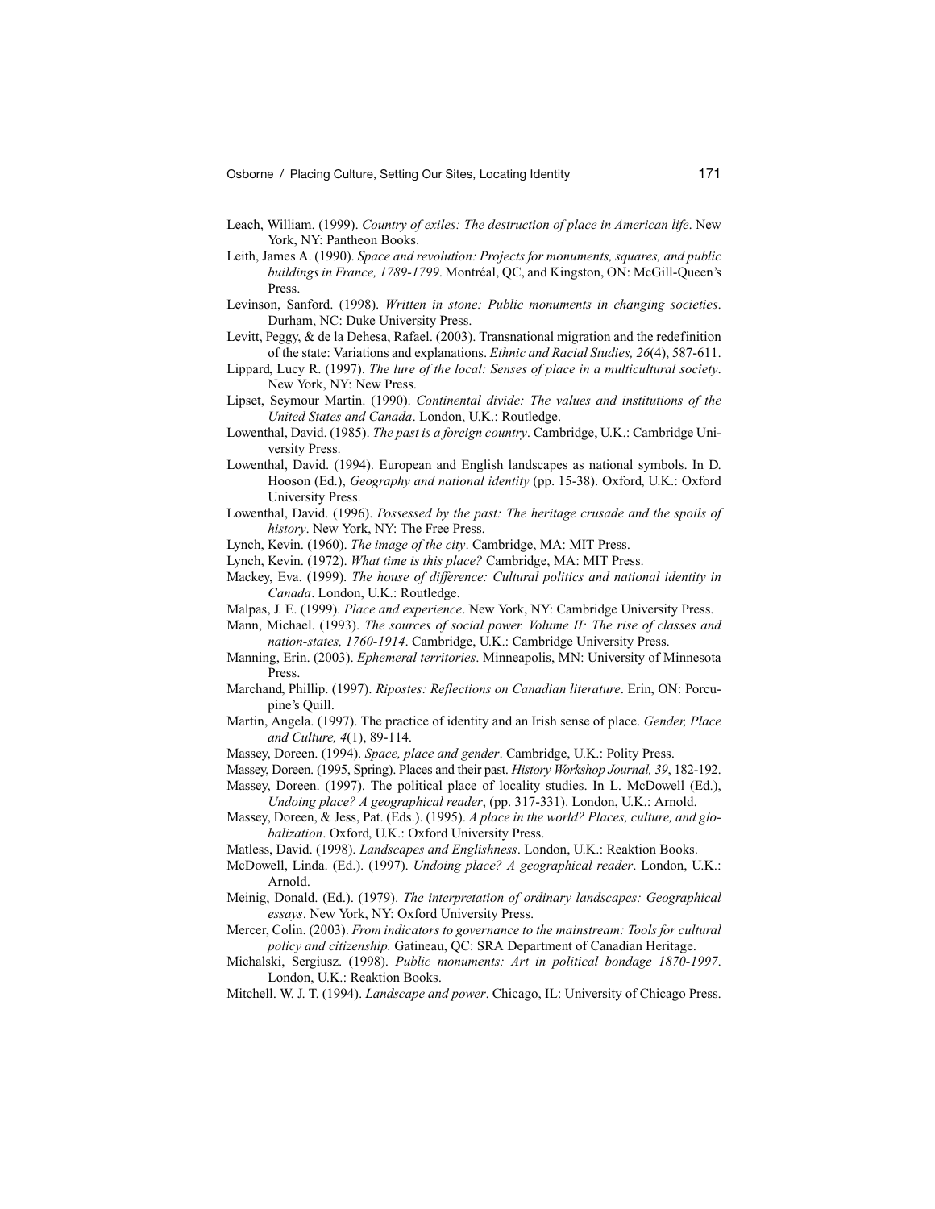Leach, William. (1999). *Country of exiles: The destruction of place in American life*. New York, NY: Pantheon Books.

Leith, James A. (1990). *Space and revolution: Projects for monuments, squares, and public buildings in France, 1789-1799*. Montréal, QC, and Kingston, ON: McGill-Queen's Press.

Levinson, Sanford. (1998). *Written in stone: Public monuments in changing societies*. Durham, NC: Duke University Press.

Levitt, Peggy, & de la Dehesa, Rafael. (2003). Transnational migration and the redefinition of the state: Variations and explanations. *Ethnic and Racial Studies, 26*(4), 587-611.

Lippard, Lucy R. (1997). *The lure of the local: Senses of place in a multicultural society*. New York, NY: New Press.

Lipset, Seymour Martin. (1990). *Continental divide: The values and institutions of the United States and Canada*. London, U.K.: Routledge.

Lowenthal, David. (1985). *The past is a foreign country*. Cambridge, U.K.: Cambridge University Press.

Lowenthal, David. (1994). European and English landscapes as national symbols. In D. Hooson (Ed.), *Geography and national identity* (pp. 15-38). Oxford, U.K.: Oxford University Press.

Lowenthal, David. (1996). *Possessed by the past: The heritage crusade and the spoils of history*. New York, NY: The Free Press.

Lynch, Kevin. (1960). *The image of the city*. Cambridge, MA: MIT Press.

Lynch, Kevin. (1972). *What time is this place?* Cambridge, MA: MIT Press.

Mackey, Eva. (1999). *The house of difference: Cultural politics and national identity in Canada*. London, U.K.: Routledge.

Malpas, J. E. (1999). *Place and experience*. New York, NY: Cambridge University Press.

Mann, Michael. (1993). *The sources of social power. Volume II: The rise of classes and nation-states, 1760-1914*. Cambridge, U.K.: Cambridge University Press.

Manning, Erin. (2003). *Ephemeral territories*. Minneapolis, MN: University of Minnesota Press.

Marchand, Phillip. (1997). *Ripostes: Reflections on Canadian literature*. Erin, ON: Porcupine's Quill.

Martin, Angela. (1997). The practice of identity and an Irish sense of place. *Gender, Place and Culture, 4*(1), 89-114.

Massey, Doreen. (1994). *Space, place and gender*. Cambridge, U.K.: Polity Press.

Massey, Doreen. (1995, Spring). Places and their past. *History Workshop Journal, 39*, 182-192.

Massey, Doreen. (1997). The political place of locality studies. In L. McDowell (Ed.), *Undoing place? A geographical reader*, (pp. 317-331). London, U.K.: Arnold.

Massey, Doreen, & Jess, Pat. (Eds.). (1995). *A place in the world? Places, culture, and globalization*. Oxford, U.K.: Oxford University Press.

Matless, David. (1998). *Landscapes and Englishness*. London, U.K.: Reaktion Books.

McDowell, Linda. (Ed.). (1997). *Undoing place? A geographical reader*. London, U.K.: Arnold.

Meinig, Donald. (Ed.). (1979). *The interpretation of ordinary landscapes: Geographical essays*. New York, NY: Oxford University Press.

Mercer, Colin. (2003). *From indicators to governance to the mainstream: Tools for cultural policy and citizenship.* Gatineau, QC: SRA Department of Canadian Heritage.

Michalski, Sergiusz. (1998). *Public monuments: Art in political bondage 1870-1997*. London, U.K.: Reaktion Books.

Mitchell. W. J. T. (1994). *Landscape and power*. Chicago, IL: University of Chicago Press.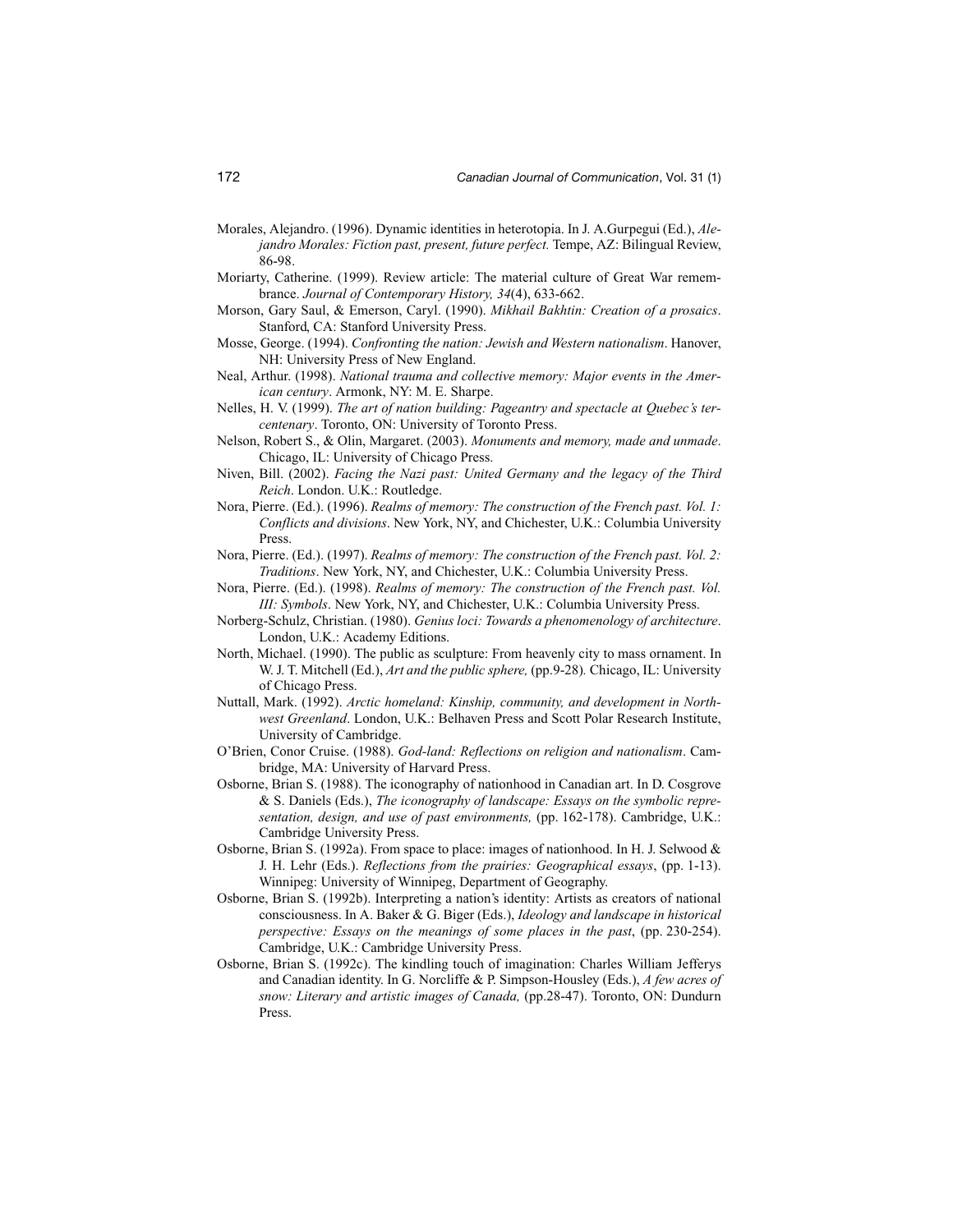Morales, Alejandro. (1996). Dynamic identities in heterotopia. In J. A.Gurpegui (Ed.), *Alejandro Morales: Fiction past, present, future perfect.* Tempe, AZ: Bilingual Review, 86-98.

Moriarty, Catherine. (1999). Review article: The material culture of Great War remembrance. *Journal of Contemporary History, 34*(4), 633-662.

Morson, Gary Saul, & Emerson, Caryl. (1990). *Mikhail Bakhtin: Creation of a prosaics*. Stanford, CA: Stanford University Press.

Mosse, George. (1994). *Confronting the nation: Jewish and Western nationalism*. Hanover, NH: University Press of New England.

Neal, Arthur. (1998). *National trauma and collective memory: Major events in the American century*. Armonk, NY: M. E. Sharpe.

Nelles, H. V. (1999). *The art of nation building: Pageantry and spectacle at Quebec's tercentenary*. Toronto, ON: University of Toronto Press.

Nelson, Robert S., & Olin, Margaret. (2003). *Monuments and memory, made and unmade*. Chicago, IL: University of Chicago Press.

Niven, Bill. (2002). *Facing the Nazi past: United Germany and the legacy of the Third Reich*. London. U.K.: Routledge.

Nora, Pierre. (Ed.). (1996). *Realms of memory: The construction of the French past. Vol. 1: Conflicts and divisions*. New York, NY, and Chichester, U.K.: Columbia University Press.

Nora, Pierre. (Ed.). (1997). *Realms of memory: The construction of the French past. Vol. 2: Traditions*. New York, NY, and Chichester, U.K.: Columbia University Press.

Nora, Pierre. (Ed.). (1998). *Realms of memory: The construction of the French past. Vol. III: Symbols*. New York, NY, and Chichester, U.K.: Columbia University Press.

Norberg-Schulz, Christian. (1980). *Genius loci: Towards a phenomenology of architecture*. London, U.K.: Academy Editions.

North, Michael. (1990). The public as sculpture: From heavenly city to mass ornament. In W. J. T. Mitchell (Ed.), *Art and the public sphere,* (pp.9-28). Chicago, IL: University of Chicago Press.

Nuttall, Mark. (1992). *Arctic homeland: Kinship, community, and development in Northwest Greenland*. London, U.K.: Belhaven Press and Scott Polar Research Institute, University of Cambridge.

O'Brien, Conor Cruise. (1988). *God-land: Reflections on religion and nationalism*. Cambridge, MA: University of Harvard Press.

Osborne, Brian S. (1988). The iconography of nationhood in Canadian art. In D. Cosgrove & S. Daniels (Eds.), *The iconography of landscape: Essays on the symbolic representation, design, and use of past environments,* (pp. 162-178). Cambridge, U.K.: Cambridge University Press.

Osborne, Brian S. (1992a). From space to place: images of nationhood. In H. J. Selwood & J. H. Lehr (Eds.). *Reflections from the prairies: Geographical essays*, (pp. 1-13). Winnipeg: University of Winnipeg, Department of Geography.

Osborne, Brian S. (1992b). Interpreting a nation's identity: Artists as creators of national consciousness. In A. Baker & G. Biger (Eds.), *Ideology and landscape in historical perspective: Essays on the meanings of some places in the past*, (pp. 230-254). Cambridge, U.K.: Cambridge University Press.

Osborne, Brian S. (1992c). The kindling touch of imagination: Charles William Jefferys and Canadian identity. In G. Norcliffe & P. Simpson-Housley (Eds.), *A few acres of snow: Literary and artistic images of Canada,* (pp.28-47). Toronto, ON: Dundurn Press.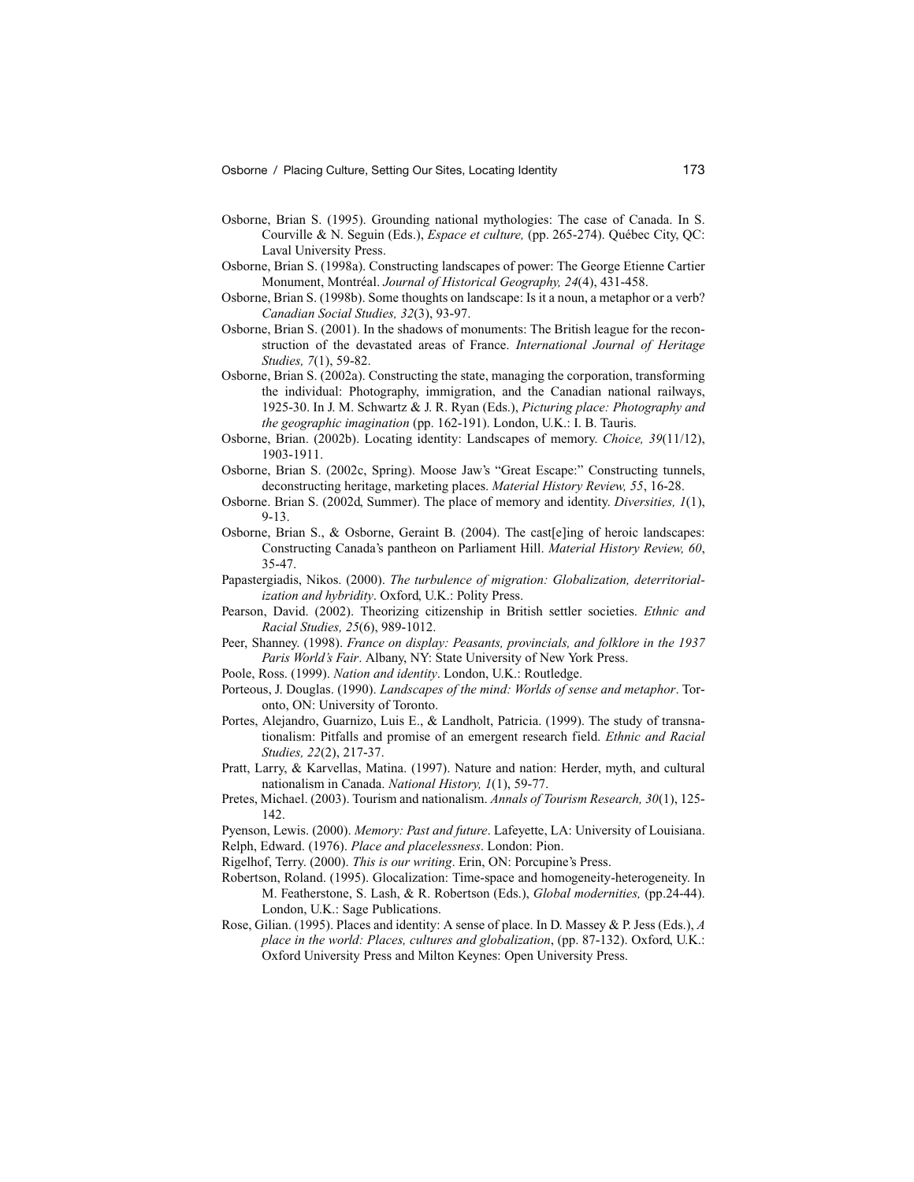Osborne, Brian S. (1995). Grounding national mythologies: The case of Canada. In S. Courville & N. Seguin (Eds.), *Espace et culture,* (pp. 265-274). Québec City, QC: Laval University Press.

Osborne, Brian S. (1998a). Constructing landscapes of power: The George Etienne Cartier Monument, Montréal. *Journal of Historical Geography, 24*(4), 431-458.

Osborne, Brian S. (1998b). Some thoughts on landscape: Is it a noun, a metaphor or a verb? *Canadian Social Studies, 32*(3), 93-97.

Osborne, Brian S. (2001). In the shadows of monuments: The British league for the reconstruction of the devastated areas of France. *International Journal of Heritage Studies, 7*(1), 59-82.

Osborne, Brian S. (2002a). Constructing the state, managing the corporation, transforming the individual: Photography, immigration, and the Canadian national railways, 1925-30. In J. M. Schwartz & J. R. Ryan (Eds.), *Picturing place: Photography and the geographic imagination* (pp. 162-191). London, U.K.: I. B. Tauris.

Osborne, Brian. (2002b). Locating identity: Landscapes of memory. *Choice, 39*(11/12), 1903-1911.

Osborne, Brian S. (2002c, Spring). Moose Jaw's "Great Escape:" Constructing tunnels, deconstructing heritage, marketing places. *Material History Review, 55*, 16-28.

Osborne. Brian S. (2002d, Summer). The place of memory and identity. *Diversities, 1*(1), 9-13.

Osborne, Brian S., & Osborne, Geraint B. (2004). The cast[e]ing of heroic landscapes: Constructing Canada's pantheon on Parliament Hill. *Material History Review, 60*, 35-47.

Papastergiadis, Nikos. (2000). *The turbulence of migration: Globalization, deterritorialization and hybridity*. Oxford, U.K.: Polity Press.

Pearson, David. (2002). Theorizing citizenship in British settler societies. *Ethnic and Racial Studies, 25*(6), 989-1012.

Peer, Shanney. (1998). *France on display: Peasants, provincials, and folklore in the 1937 Paris World's Fair*. Albany, NY: State University of New York Press.

Poole, Ross. (1999). *Nation and identity*. London, U.K.: Routledge.

Porteous, J. Douglas. (1990). *Landscapes of the mind: Worlds of sense and metaphor*. Toronto, ON: University of Toronto.

Portes, Alejandro, Guarnizo, Luis E., & Landholt, Patricia. (1999). The study of transnationalism: Pitfalls and promise of an emergent research field. *Ethnic and Racial Studies, 22*(2), 217-37.

Pratt, Larry, & Karvellas, Matina. (1997). Nature and nation: Herder, myth, and cultural nationalism in Canada. *National History, 1*(1), 59-77.

Pretes, Michael. (2003). Tourism and nationalism. *Annals of Tourism Research, 30*(1), 125-142.

Pyenson, Lewis. (2000). *Memory: Past and future*. Lafeyette, LA: University of Louisiana.

Relph, Edward. (1976). *Place and placelessness*. London: Pion.

Rigelhof, Terry. (2000). *This is our writing*. Erin, ON: Porcupine's Press.

Robertson, Roland. (1995). Glocalization: Time-space and homogeneity-heterogeneity. In M. Featherstone, S. Lash, & R. Robertson (Eds.), *Global modernities,* (pp.24-44). London, U.K.: Sage Publications.

Rose, Gilian. (1995). Places and identity: A sense of place. In D. Massey & P. Jess (Eds.), *A place in the world: Places, cultures and globalization*, (pp. 87-132). Oxford, U.K.: Oxford University Press and Milton Keynes: Open University Press.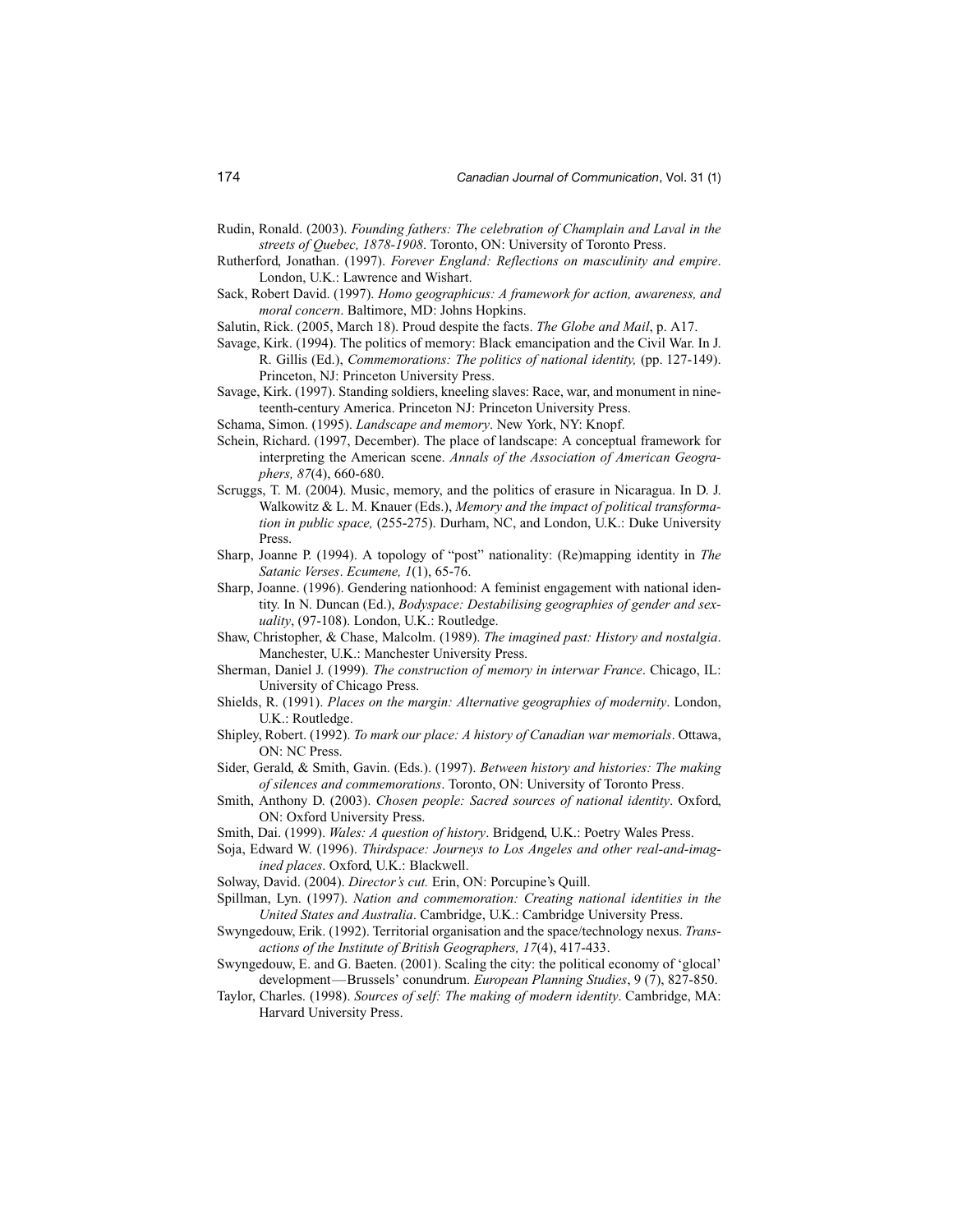Rudin, Ronald. (2003). *Founding fathers: The celebration of Champlain and Laval in the streets of Quebec, 1878-1908*. Toronto, ON: University of Toronto Press.

Rutherford, Jonathan. (1997). *Forever England: Reflections on masculinity and empire*. London, U.K.: Lawrence and Wishart.

Sack, Robert David. (1997). *Homo geographicus: A framework for action, awareness, and moral concern*. Baltimore, MD: Johns Hopkins.

Salutin, Rick. (2005, March 18). Proud despite the facts. *The Globe and Mail*, p. A17.

Savage, Kirk. (1994). The politics of memory: Black emancipation and the Civil War. In J. R. Gillis (Ed.), *Commemorations: The politics of national identity,* (pp. 127-149). Princeton, NJ: Princeton University Press.

Savage, Kirk. (1997). Standing soldiers, kneeling slaves: Race, war, and monument in nineteenth-century America. Princeton NJ: Princeton University Press.

Schama, Simon. (1995). *Landscape and memory*. New York, NY: Knopf.

Schein, Richard. (1997, December). The place of landscape: A conceptual framework for interpreting the American scene. *Annals of the Association of American Geographers, 87*(4), 660-680.

Scruggs, T. M. (2004). Music, memory, and the politics of erasure in Nicaragua. In D. J. Walkowitz & L. M. Knauer (Eds.), *Memory and the impact of political transformation in public space,* (255-275). Durham, NC, and London, U.K.: Duke University Press.

Sharp, Joanne P. (1994). A topology of "post" nationality: (Re)mapping identity in *The Satanic Verses*. *Ecumene, 1*(1), 65-76.

Sharp, Joanne. (1996). Gendering nationhood: A feminist engagement with national identity. In N. Duncan (Ed.), *Bodyspace: Destabilising geographies of gender and sexuality*, (97-108). London, U.K.: Routledge.

Shaw, Christopher, & Chase, Malcolm. (1989). *The imagined past: History and nostalgia*. Manchester, U.K.: Manchester University Press.

Sherman, Daniel J. (1999). *The construction of memory in interwar France*. Chicago, IL: University of Chicago Press.

Shields, R. (1991). *Places on the margin: Alternative geographies of modernity*. London, U.K.: Routledge.

Shipley, Robert. (1992). *To mark our place: A history of Canadian war memorials*. Ottawa, ON: NC Press.

Sider, Gerald, & Smith, Gavin. (Eds.). (1997). *Between history and histories: The making of silences and commemorations*. Toronto, ON: University of Toronto Press.

Smith, Anthony D. (2003). *Chosen people: Sacred sources of national identity*. Oxford, ON: Oxford University Press.

Smith, Dai. (1999). *Wales: A question of history*. Bridgend, U.K.: Poetry Wales Press.

Soja, Edward W. (1996). *Thirdspace: Journeys to Los Angeles and other real-and-imagined places*. Oxford, U.K.: Blackwell.

Solway, David. (2004). *Director's cut.* Erin, ON: Porcupine's Quill.

Spillman, Lyn. (1997). *Nation and commemoration: Creating national identities in the United States and Australia*. Cambridge, U.K.: Cambridge University Press.

Swyngedouw, Erik. (1992). Territorial organisation and the space/technology nexus. *Transactions of the Institute of British Geographers, 17*(4), 417-433.

Swyngedouw, E. and G. Baeten. (2001). Scaling the city: the political economy of 'glocal' development—Brussels' conundrum. *European Planning Studies*, 9 (7), 827-850.

Taylor, Charles. (1998). *Sources of self: The making of modern identity*. Cambridge, MA: Harvard University Press.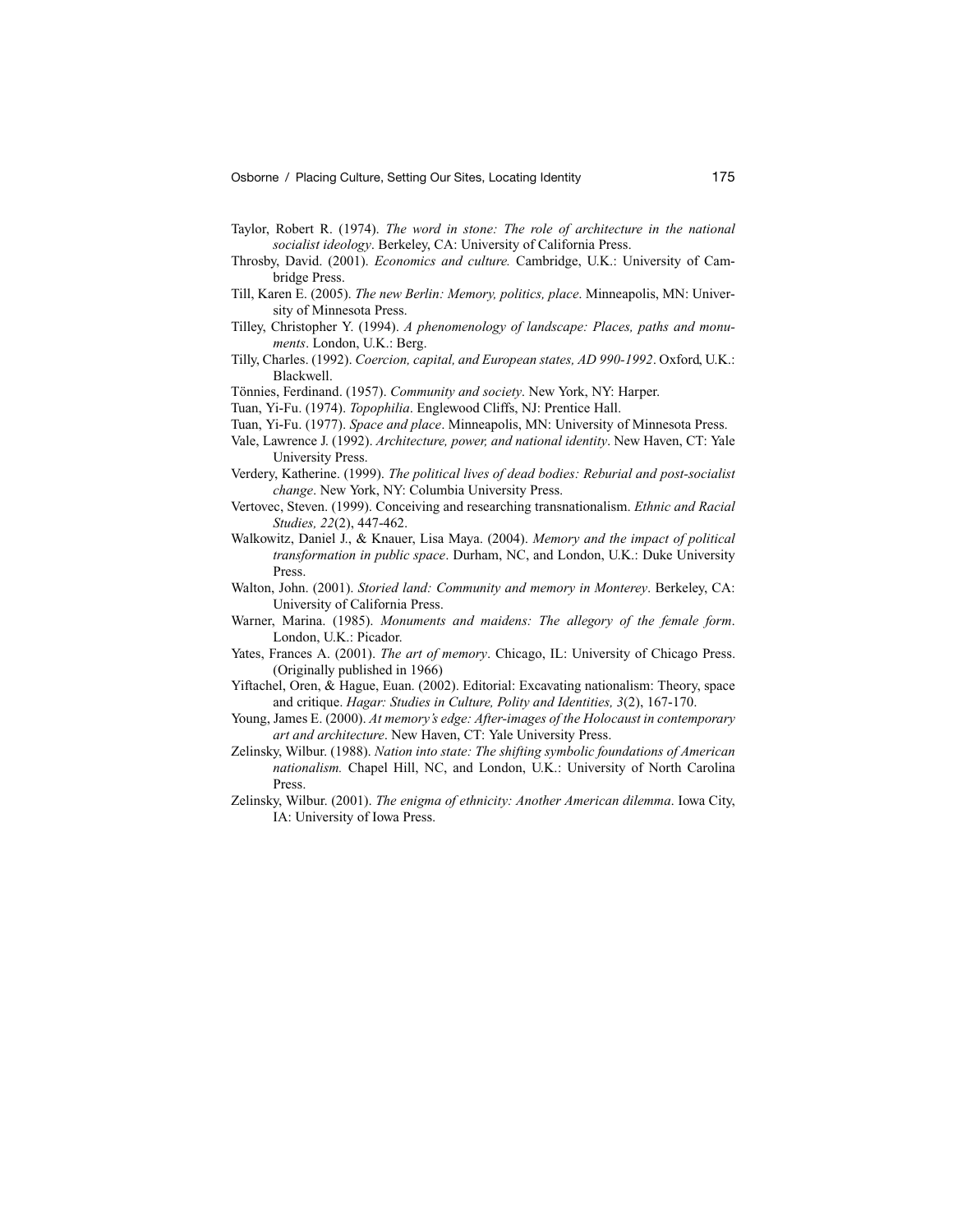Taylor, Robert R. (1974). *The word in stone: The role of architecture in the national socialist ideology*. Berkeley, CA: University of California Press.

Throsby, David. (2001). *Economics and culture.* Cambridge, U.K.: University of Cambridge Press.

Till, Karen E. (2005). *The new Berlin: Memory, politics, place*. Minneapolis, MN: University of Minnesota Press.

Tilley, Christopher Y. (1994). *A phenomenology of landscape: Places, paths and monuments*. London, U.K.: Berg.

Tilly, Charles. (1992). *Coercion, capital, and European states, AD 990-1992*. Oxford, U.K.: Blackwell.

Tönnies, Ferdinand. (1957). *Community and society*. New York, NY: Harper.

Tuan, Yi-Fu. (1974). *Topophilia*. Englewood Cliffs, NJ: Prentice Hall.

Tuan, Yi-Fu. (1977). *Space and place*. Minneapolis, MN: University of Minnesota Press.

Vale, Lawrence J. (1992). *Architecture, power, and national identity*. New Haven, CT: Yale University Press.

Verdery, Katherine. (1999). *The political lives of dead bodies: Reburial and post-socialist change*. New York, NY: Columbia University Press.

Vertovec, Steven. (1999). Conceiving and researching transnationalism. *Ethnic and Racial Studies, 22*(2), 447-462.

Walkowitz, Daniel J., & Knauer, Lisa Maya. (2004). *Memory and the impact of political transformation in public space*. Durham, NC, and London, U.K.: Duke University Press.

Walton, John. (2001). *Storied land: Community and memory in Monterey*. Berkeley, CA: University of California Press.

Warner, Marina. (1985). *Monuments and maidens: The allegory of the female form*. London, U.K.: Picador.

Yates, Frances A. (2001). *The art of memory*. Chicago, IL: University of Chicago Press. (Originally published in 1966)

Yiftachel, Oren, & Hague, Euan. (2002). Editorial: Excavating nationalism: Theory, space and critique. *Hagar: Studies in Culture, Polity and Identities, 3*(2), 167-170.

Young, James E. (2000). *At memory's edge: After-images of the Holocaust in contemporary art and architecture*. New Haven, CT: Yale University Press.

Zelinsky, Wilbur. (1988). *Nation into state: The shifting symbolic foundations of American nationalism.* Chapel Hill, NC, and London, U.K.: University of North Carolina Press.

Zelinsky, Wilbur. (2001). *The enigma of ethnicity: Another American dilemma*. Iowa City, IA: University of Iowa Press.